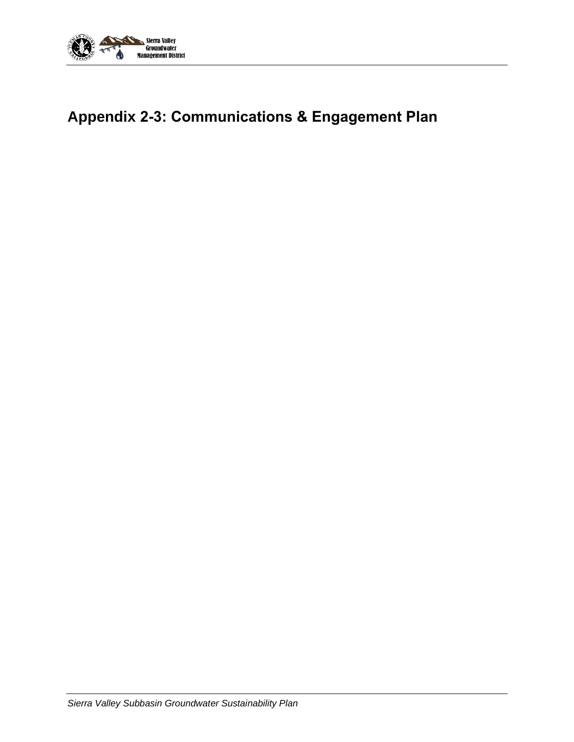# Appendix 2-3: Communications & Engagement Plan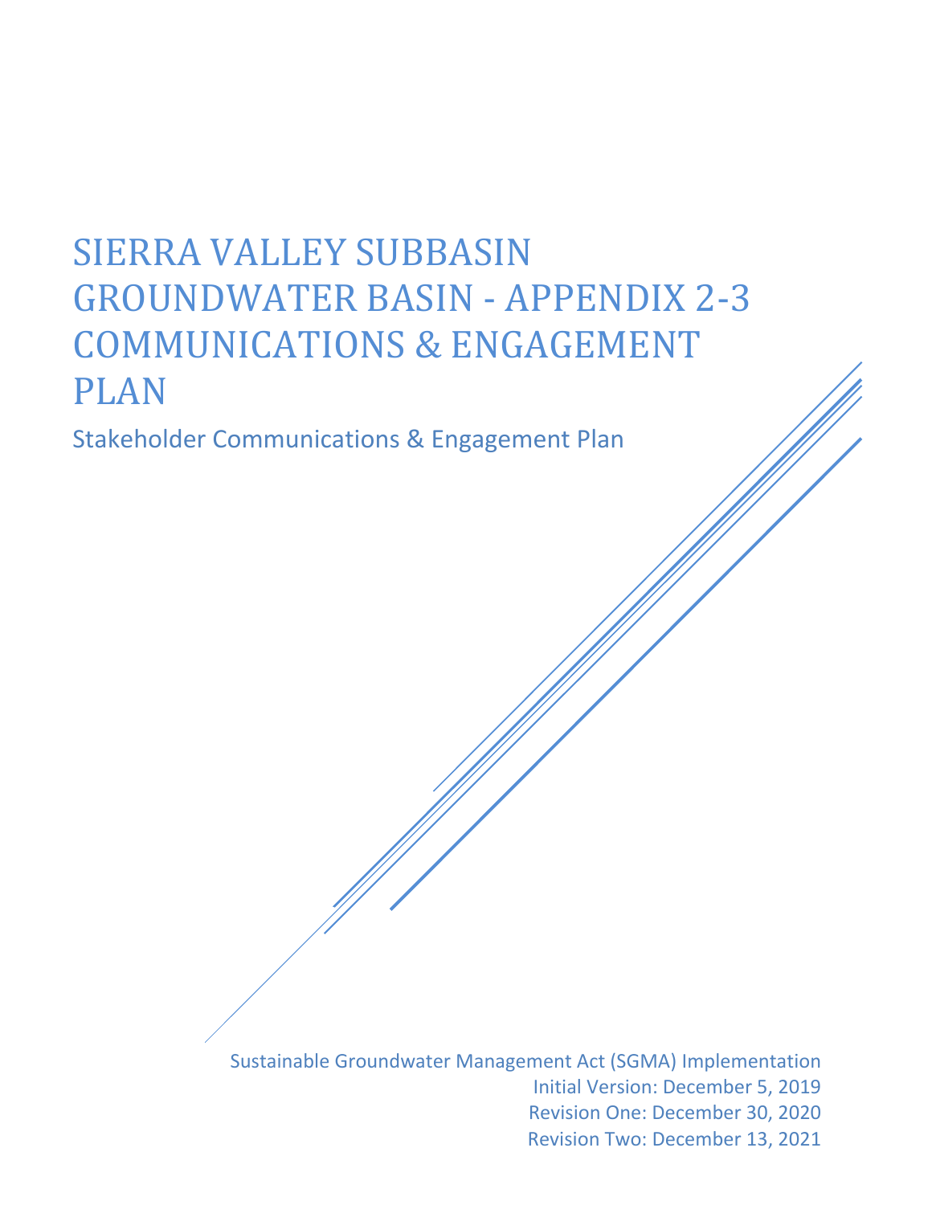# SIERRA VALLEY SUBBASIN GROUNDWATER BASIN - APPENDIX 2-3 COMMUNICATIONS & ENGAGEMENT PLAN

Stakeholder Communications & Engagement Plan

Sustainable Groundwater Management Act (SGMA) Implementation

Initial Version: December 5, 2019

Revision One: December 30, 2020

Revision Two: December 13, 2021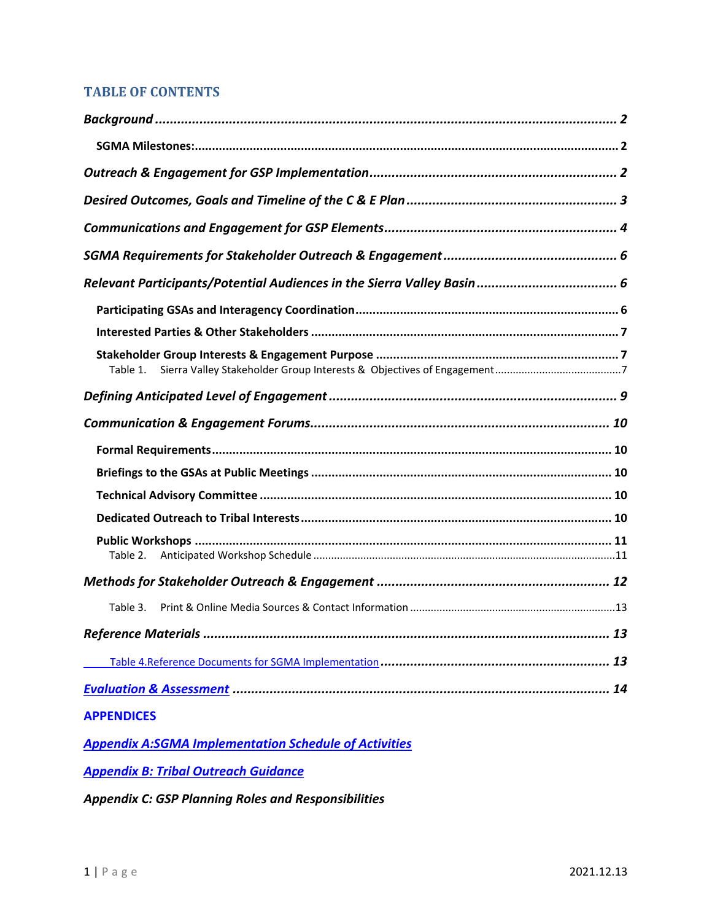## TABLE OF CONTENTS

*Background* ........................................................................................................ 2

**SGMA Milestones:** ........................................................................................... 2

*Outreach & Engagement for GSP Implementation* ............................................. 2

*Desired Outcomes, Goals and Timeline of the C & E Plan* ................................. 3

*Communications and Engagement for GSP Elements* ........................................ 4

*SGMA Requirements for Stakeholder Outreach & Engagement* ........................ 6

*Relevant Participants/Potential Audiences in the Sierra Valley Basin* ................ 6

**Participating GSAs and Interagency Coordination** ............................................ 6

**Interested Parties & Other Stakeholders** .......................................................... 7

**Stakeholder Group Interests & Engagement Purpose** ....................................... 7

Table 1. Sierra Valley Stakeholder Group Interests & Objectives of Engagement .......... 7

*Defining Anticipated Level of Engagement* ......................................................... 9

*Communication & Engagement Forums* ............................................................ 10

**Formal Requirements** ...................................................................................... 10

**Briefings to the GSAs at Public Meetings** ........................................................ 10

**Technical Advisory Committee** ........................................................................ 10

**Dedicated Outreach to Tribal Interests** ............................................................ 10

**Public Workshops** ............................................................................................ 11

Table 2. Anticipated Workshop Schedule ............................................................... 11

*Methods for Stakeholder Outreach & Engagement* ........................................... 12

Table 3. Print & Online Media Sources & Contact Information ............................... 13

*Reference Materials* ........................................................................................... 13

Table 4.Reference Documents for SGMA Implementation ...................................... 13

*Evaluation & Assessment* .................................................................................. 14

**APPENDICES**

*Appendix A:SGMA Implementation Schedule of Activities*

*Appendix B: Tribal Outreach Guidance*

*Appendix C: GSP Planning Roles and Responsibilities*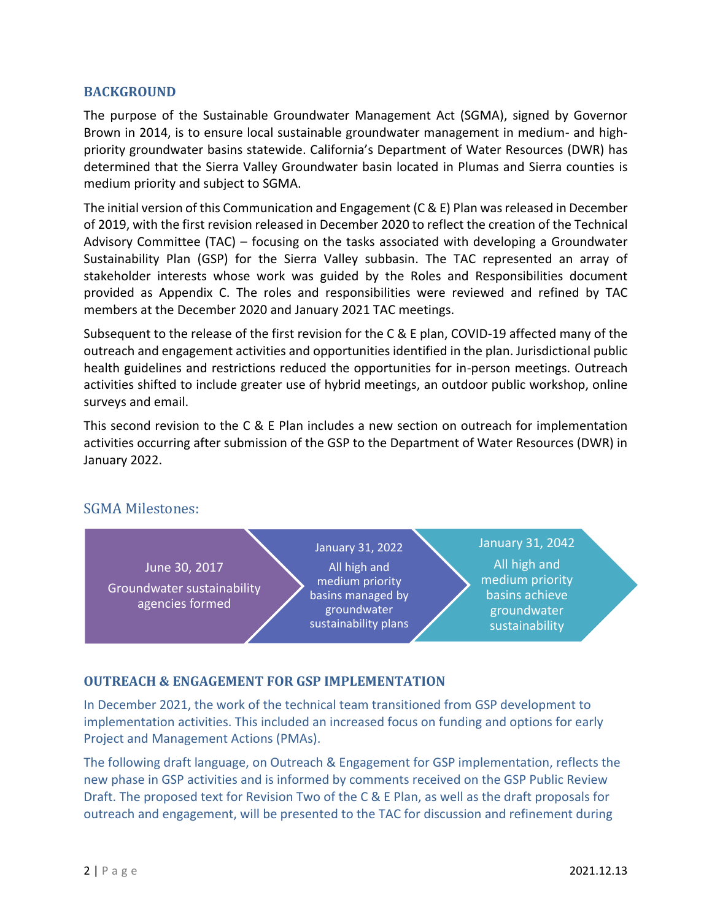## BACKGROUND

The purpose of the Sustainable Groundwater Management Act (SGMA), signed by Governor Brown in 2014, is to ensure local sustainable groundwater management in medium- and high-priority groundwater basins statewide. California's Department of Water Resources (DWR) has determined that the Sierra Valley Groundwater basin located in Plumas and Sierra counties is medium priority and subject to SGMA.

The initial version of this Communication and Engagement (C & E) Plan was released in December of 2019, with the first revision released in December 2020 to reflect the creation of the Technical Advisory Committee (TAC) – focusing on the tasks associated with developing a Groundwater Sustainability Plan (GSP) for the Sierra Valley subbasin. The TAC represented an array of stakeholder interests whose work was guided by the Roles and Responsibilities document provided as Appendix C. The roles and responsibilities were reviewed and refined by TAC members at the December 2020 and January 2021 TAC meetings.

Subsequent to the release of the first revision for the C & E plan, COVID-19 affected many of the outreach and engagement activities and opportunities identified in the plan. Jurisdictional public health guidelines and restrictions reduced the opportunities for in-person meetings. Outreach activities shifted to include greater use of hybrid meetings, an outdoor public workshop, online surveys and email.

This second revision to the C & E Plan includes a new section on outreach for implementation activities occurring after submission of the GSP to the Department of Water Resources (DWR) in January 2022.

### SGMA Milestones:

- **June 30, 2017** – Groundwater sustainability agencies formed
- **January 31, 2022** – All high and medium priority basins managed by groundwater sustainability plans
- **January 31, 2042** – All high and medium priority basins achieve groundwater sustainability

## OUTREACH & ENGAGEMENT FOR GSP IMPLEMENTATION

In December 2021, the work of the technical team transitioned from GSP development to implementation activities. This included an increased focus on funding and options for early Project and Management Actions (PMAs).

The following draft language, on Outreach & Engagement for GSP implementation, reflects the new phase in GSP activities and is informed by comments received on the GSP Public Review Draft. The proposed text for Revision Two of the C & E Plan, as well as the draft proposals for outreach and engagement, will be presented to the TAC for discussion and refinement during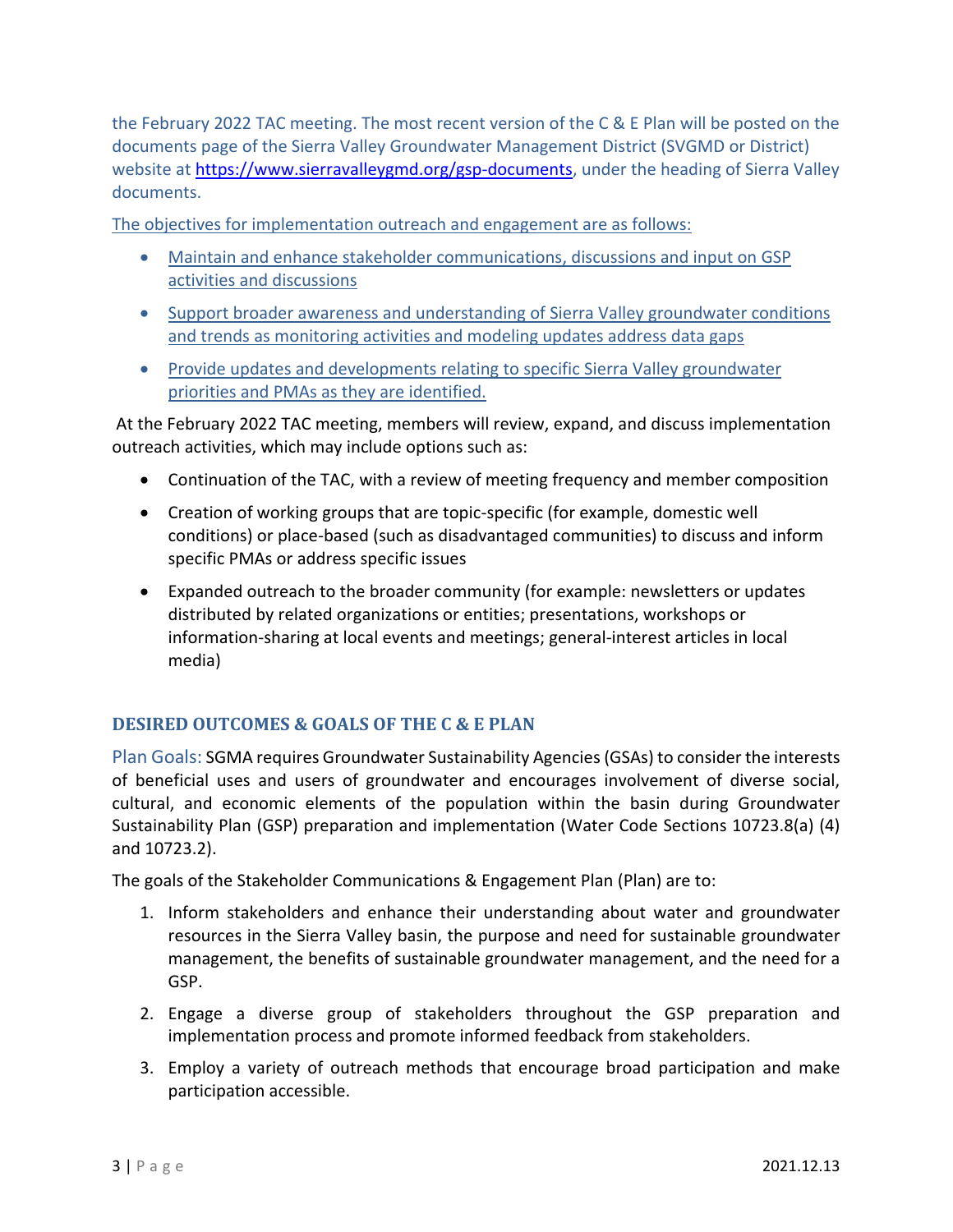the February 2022 TAC meeting. The most recent version of the C & E Plan will be posted on the documents page of the Sierra Valley Groundwater Management District (SVGMD or District) website at https://www.sierravalleygmd.org/gsp-documents, under the heading of Sierra Valley documents.

The objectives for implementation outreach and engagement are as follows:

- Maintain and enhance stakeholder communications, discussions and input on GSP activities and discussions
- Support broader awareness and understanding of Sierra Valley groundwater conditions and trends as monitoring activities and modeling updates address data gaps
- Provide updates and developments relating to specific Sierra Valley groundwater priorities and PMAs as they are identified.

At the February 2022 TAC meeting, members will review, expand, and discuss implementation outreach activities, which may include options such as:

- Continuation of the TAC, with a review of meeting frequency and member composition
- Creation of working groups that are topic-specific (for example, domestic well conditions) or place-based (such as disadvantaged communities) to discuss and inform specific PMAs or address specific issues
- Expanded outreach to the broader community (for example: newsletters or updates distributed by related organizations or entities; presentations, workshops or information-sharing at local events and meetings; general-interest articles in local media)

## DESIRED OUTCOMES & GOALS OF THE C & E PLAN

Plan Goals: SGMA requires Groundwater Sustainability Agencies (GSAs) to consider the interests of beneficial uses and users of groundwater and encourages involvement of diverse social, cultural, and economic elements of the population within the basin during Groundwater Sustainability Plan (GSP) preparation and implementation (Water Code Sections 10723.8(a) (4) and 10723.2).

The goals of the Stakeholder Communications & Engagement Plan (Plan) are to:

1. Inform stakeholders and enhance their understanding about water and groundwater resources in the Sierra Valley basin, the purpose and need for sustainable groundwater management, the benefits of sustainable groundwater management, and the need for a GSP.
2. Engage a diverse group of stakeholders throughout the GSP preparation and implementation process and promote informed feedback from stakeholders.
3. Employ a variety of outreach methods that encourage broad participation and make participation accessible.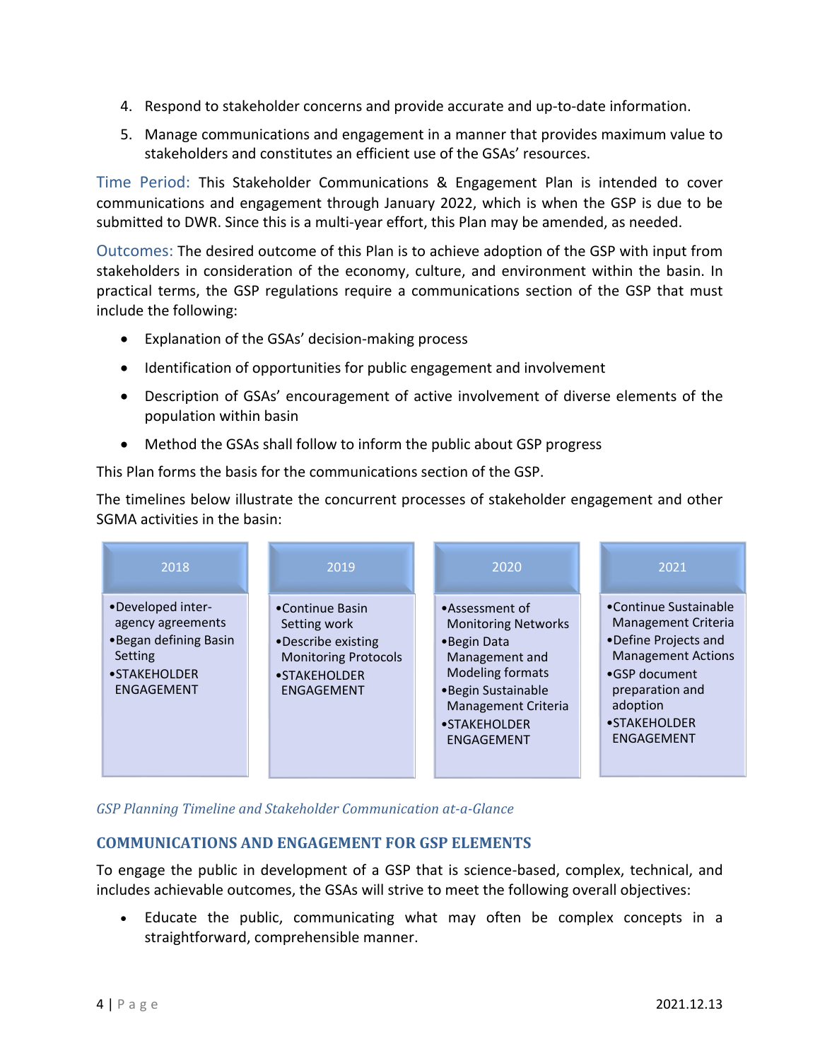4. Respond to stakeholder concerns and provide accurate and up-to-date information.
5. Manage communications and engagement in a manner that provides maximum value to stakeholders and constitutes an efficient use of the GSAs' resources.

Time Period: This Stakeholder Communications & Engagement Plan is intended to cover communications and engagement through January 2022, which is when the GSP is due to be submitted to DWR. Since this is a multi-year effort, this Plan may be amended, as needed.

Outcomes: The desired outcome of this Plan is to achieve adoption of the GSP with input from stakeholders in consideration of the economy, culture, and environment within the basin. In practical terms, the GSP regulations require a communications section of the GSP that must include the following:

- Explanation of the GSAs' decision-making process
- Identification of opportunities for public engagement and involvement
- Description of GSAs' encouragement of active involvement of diverse elements of the population within basin
- Method the GSAs shall follow to inform the public about GSP progress

This Plan forms the basis for the communications section of the GSP.

The timelines below illustrate the concurrent processes of stakeholder engagement and other SGMA activities in the basin:

| 2018 | 2019 | 2020 | 2021 |
| --- | --- | --- | --- |
| • Developed inter-agency agreements<br>• Began defining Basin Setting<br>• STAKEHOLDER ENGAGEMENT | • Continue Basin Setting work<br>• Describe existing Monitoring Protocols<br>• STAKEHOLDER ENGAGEMENT | • Assessment of Monitoring Networks<br>• Begin Data Management and Modeling formats<br>• Begin Sustainable Management Criteria<br>• STAKEHOLDER ENGAGEMENT | • Continue Sustainable Management Criteria<br>• Define Projects and Management Actions<br>• GSP document preparation and adoption<br>• STAKEHOLDER ENGAGEMENT |

*GSP Planning Timeline and Stakeholder Communication at-a-Glance*

### COMMUNICATIONS AND ENGAGEMENT FOR GSP ELEMENTS

To engage the public in development of a GSP that is science-based, complex, technical, and includes achievable outcomes, the GSAs will strive to meet the following overall objectives:

- Educate the public, communicating what may often be complex concepts in a straightforward, comprehensible manner.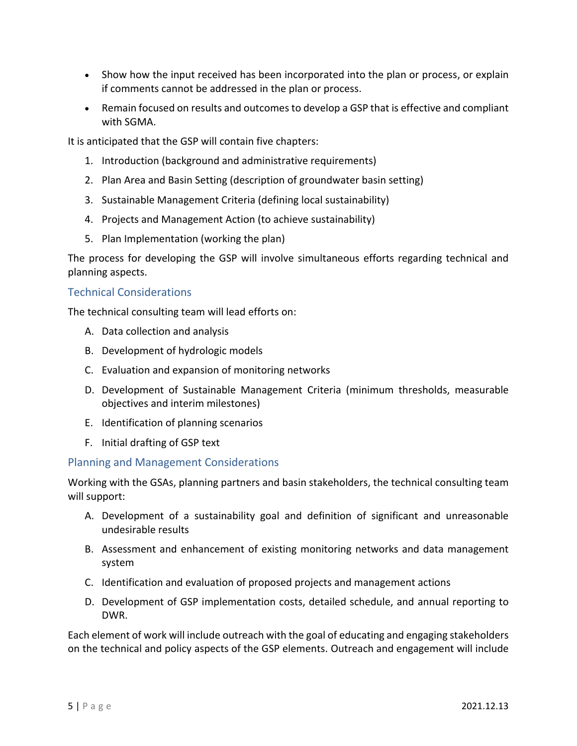- Show how the input received has been incorporated into the plan or process, or explain if comments cannot be addressed in the plan or process.
- Remain focused on results and outcomes to develop a GSP that is effective and compliant with SGMA.

It is anticipated that the GSP will contain five chapters:

1. Introduction (background and administrative requirements)
2. Plan Area and Basin Setting (description of groundwater basin setting)
3. Sustainable Management Criteria (defining local sustainability)
4. Projects and Management Action (to achieve sustainability)
5. Plan Implementation (working the plan)

The process for developing the GSP will involve simultaneous efforts regarding technical and planning aspects.

### Technical Considerations

The technical consulting team will lead efforts on:

A. Data collection and analysis

B. Development of hydrologic models

C. Evaluation and expansion of monitoring networks

D. Development of Sustainable Management Criteria (minimum thresholds, measurable objectives and interim milestones)

E. Identification of planning scenarios

F. Initial drafting of GSP text

### Planning and Management Considerations

Working with the GSAs, planning partners and basin stakeholders, the technical consulting team will support:

A. Development of a sustainability goal and definition of significant and unreasonable undesirable results

B. Assessment and enhancement of existing monitoring networks and data management system

C. Identification and evaluation of proposed projects and management actions

D. Development of GSP implementation costs, detailed schedule, and annual reporting to DWR.

Each element of work will include outreach with the goal of educating and engaging stakeholders on the technical and policy aspects of the GSP elements. Outreach and engagement will include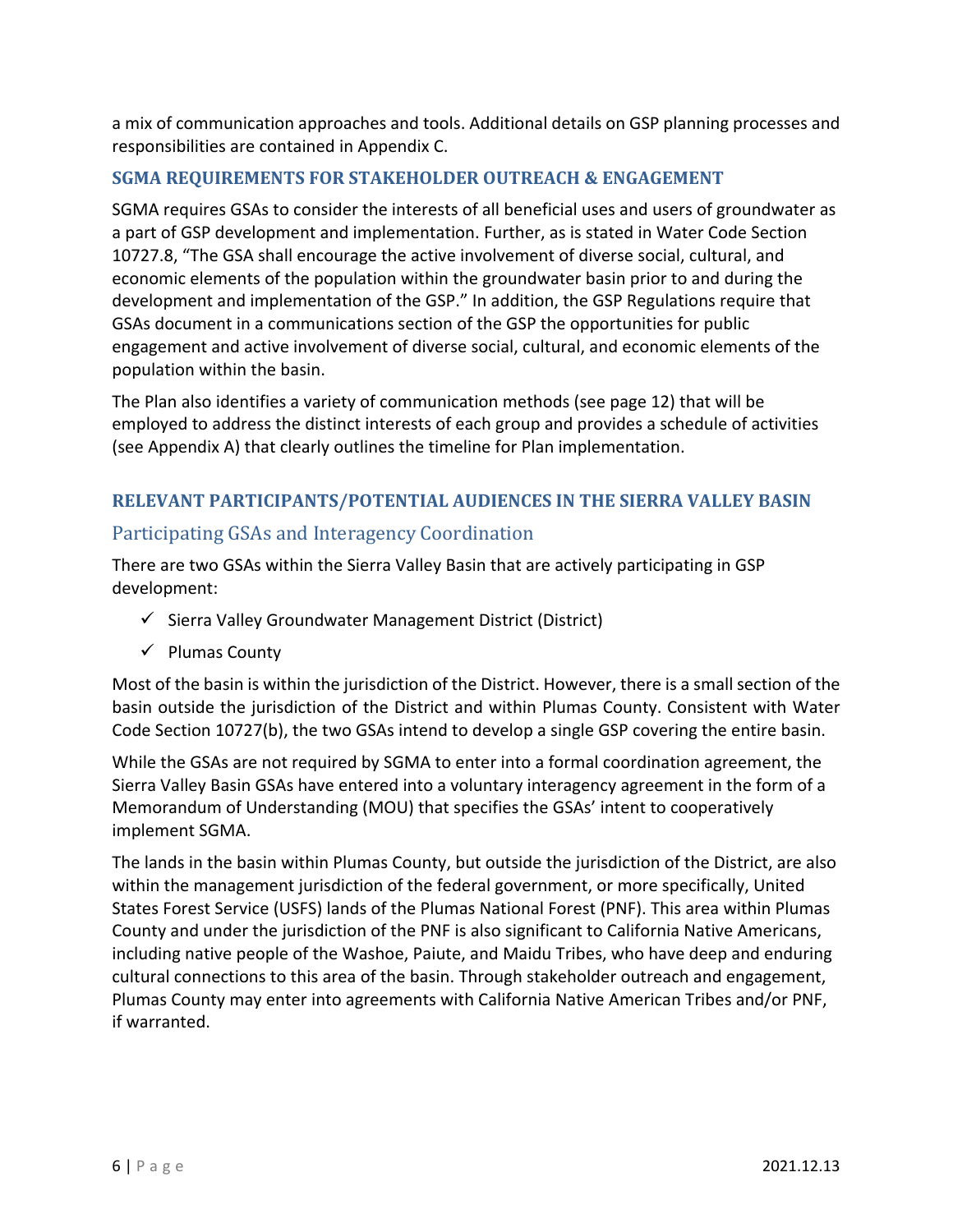a mix of communication approaches and tools. Additional details on GSP planning processes and responsibilities are contained in Appendix C.

## SGMA REQUIREMENTS FOR STAKEHOLDER OUTREACH & ENGAGEMENT

SGMA requires GSAs to consider the interests of all beneficial uses and users of groundwater as a part of GSP development and implementation. Further, as is stated in Water Code Section 10727.8, "The GSA shall encourage the active involvement of diverse social, cultural, and economic elements of the population within the groundwater basin prior to and during the development and implementation of the GSP." In addition, the GSP Regulations require that GSAs document in a communications section of the GSP the opportunities for public engagement and active involvement of diverse social, cultural, and economic elements of the population within the basin.

The Plan also identifies a variety of communication methods (see page 12) that will be employed to address the distinct interests of each group and provides a schedule of activities (see Appendix A) that clearly outlines the timeline for Plan implementation.

## RELEVANT PARTICIPANTS/POTENTIAL AUDIENCES IN THE SIERRA VALLEY BASIN

### Participating GSAs and Interagency Coordination

There are two GSAs within the Sierra Valley Basin that are actively participating in GSP development:

- ✓ Sierra Valley Groundwater Management District (District)
- ✓ Plumas County

Most of the basin is within the jurisdiction of the District. However, there is a small section of the basin outside the jurisdiction of the District and within Plumas County. Consistent with Water Code Section 10727(b), the two GSAs intend to develop a single GSP covering the entire basin.

While the GSAs are not required by SGMA to enter into a formal coordination agreement, the Sierra Valley Basin GSAs have entered into a voluntary interagency agreement in the form of a Memorandum of Understanding (MOU) that specifies the GSAs' intent to cooperatively implement SGMA.

The lands in the basin within Plumas County, but outside the jurisdiction of the District, are also within the management jurisdiction of the federal government, or more specifically, United States Forest Service (USFS) lands of the Plumas National Forest (PNF). This area within Plumas County and under the jurisdiction of the PNF is also significant to California Native Americans, including native people of the Washoe, Paiute, and Maidu Tribes, who have deep and enduring cultural connections to this area of the basin. Through stakeholder outreach and engagement, Plumas County may enter into agreements with California Native American Tribes and/or PNF, if warranted.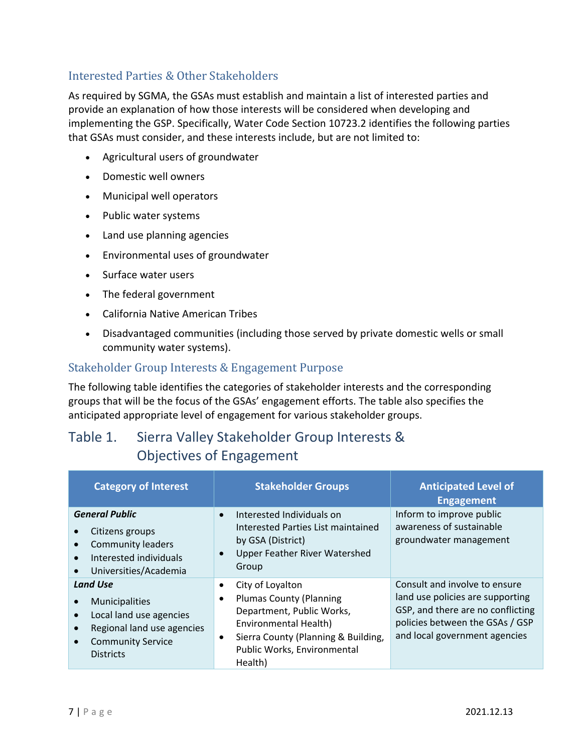## Interested Parties & Other Stakeholders

As required by SGMA, the GSAs must establish and maintain a list of interested parties and provide an explanation of how those interests will be considered when developing and implementing the GSP. Specifically, Water Code Section 10723.2 identifies the following parties that GSAs must consider, and these interests include, but are not limited to:

- Agricultural users of groundwater
- Domestic well owners
- Municipal well operators
- Public water systems
- Land use planning agencies
- Environmental uses of groundwater
- Surface water users
- The federal government
- California Native American Tribes
- Disadvantaged communities (including those served by private domestic wells or small community water systems).

## Stakeholder Group Interests & Engagement Purpose

The following table identifies the categories of stakeholder interests and the corresponding groups that will be the focus of the GSAs' engagement efforts. The table also specifies the anticipated appropriate level of engagement for various stakeholder groups.

### Table 1. Sierra Valley Stakeholder Group Interests & Objectives of Engagement

| Category of Interest | Stakeholder Groups | Anticipated Level of Engagement |
|---|---|---|
| ***General Public***<br>• Citizens groups<br>• Community leaders<br>• Interested individuals<br>• Universities/Academia | • Interested Individuals on Interested Parties List maintained by GSA (District)<br>• Upper Feather River Watershed Group | Inform to improve public awareness of sustainable groundwater management |
| ***Land Use***<br>• Municipalities<br>• Local land use agencies<br>• Regional land use agencies<br>• Community Service Districts | • City of Loyalton<br>• Plumas County (Planning Department, Public Works, Environmental Health)<br>• Sierra County (Planning & Building, Public Works, Environmental Health) | Consult and involve to ensure land use policies are supporting GSP, and there are no conflicting policies between the GSAs / GSP and local government agencies |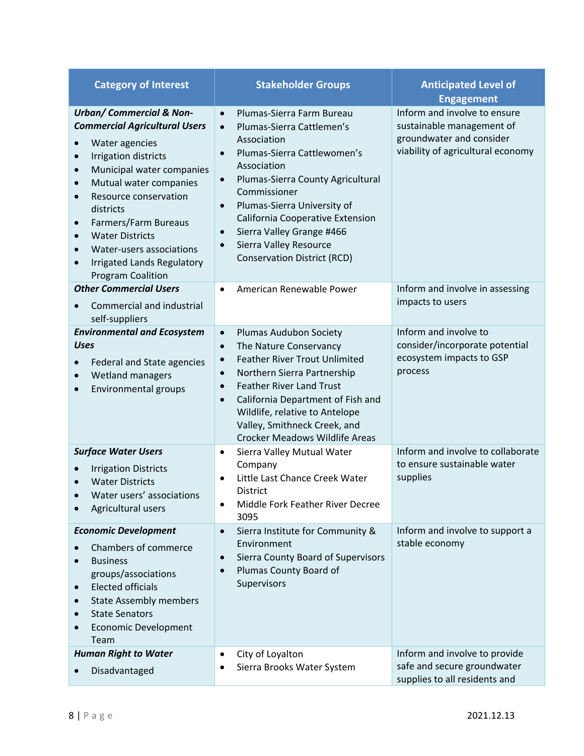| Category of Interest | Stakeholder Groups | Anticipated Level of Engagement |
|---|---|---|
| ***Urban/ Commercial & Non-Commercial Agricultural Users*** <br>• Water agencies <br>• Irrigation districts <br>• Municipal water companies <br>• Mutual water companies <br>• Resource conservation districts <br>• Farmers/Farm Bureaus <br>• Water Districts <br>• Water-users associations <br>• Irrigated Lands Regulatory Program Coalition | • Plumas-Sierra Farm Bureau <br>• Plumas-Sierra Cattlemen's Association <br>• Plumas-Sierra Cattlewomen's Association <br>• Plumas-Sierra County Agricultural Commissioner <br>• Plumas-Sierra University of California Cooperative Extension <br>• Sierra Valley Grange #466 <br>• Sierra Valley Resource Conservation District (RCD) | Inform and involve to ensure sustainable management of groundwater and consider viability of agricultural economy |
| ***Other Commercial Users*** <br>• Commercial and industrial self-suppliers | • American Renewable Power | Inform and involve in assessing impacts to users |
| ***Environmental and Ecosystem Uses*** <br>• Federal and State agencies <br>• Wetland managers <br>• Environmental groups | • Plumas Audubon Society <br>• The Nature Conservancy <br>• Feather River Trout Unlimited <br>• Northern Sierra Partnership <br>• Feather River Land Trust <br>• California Department of Fish and Wildlife, relative to Antelope Valley, Smithneck Creek, and Crocker Meadows Wildlife Areas | Inform and involve to consider/incorporate potential ecosystem impacts to GSP process |
| ***Surface Water Users*** <br>• Irrigation Districts <br>• Water Districts <br>• Water users' associations <br>• Agricultural users | • Sierra Valley Mutual Water Company <br>• Little Last Chance Creek Water District <br>• Middle Fork Feather River Decree 3095 | Inform and involve to collaborate to ensure sustainable water supplies |
| ***Economic Development*** <br>• Chambers of commerce <br>• Business groups/associations <br>• Elected officials <br>• State Assembly members <br>• State Senators <br>• Economic Development Team | • Sierra Institute for Community & Environment <br>• Sierra County Board of Supervisors <br>• Plumas County Board of Supervisors | Inform and involve to support a stable economy |
| ***Human Right to Water*** <br>• Disadvantaged | • City of Loyalton <br>• Sierra Brooks Water System | Inform and involve to provide safe and secure groundwater supplies to all residents and |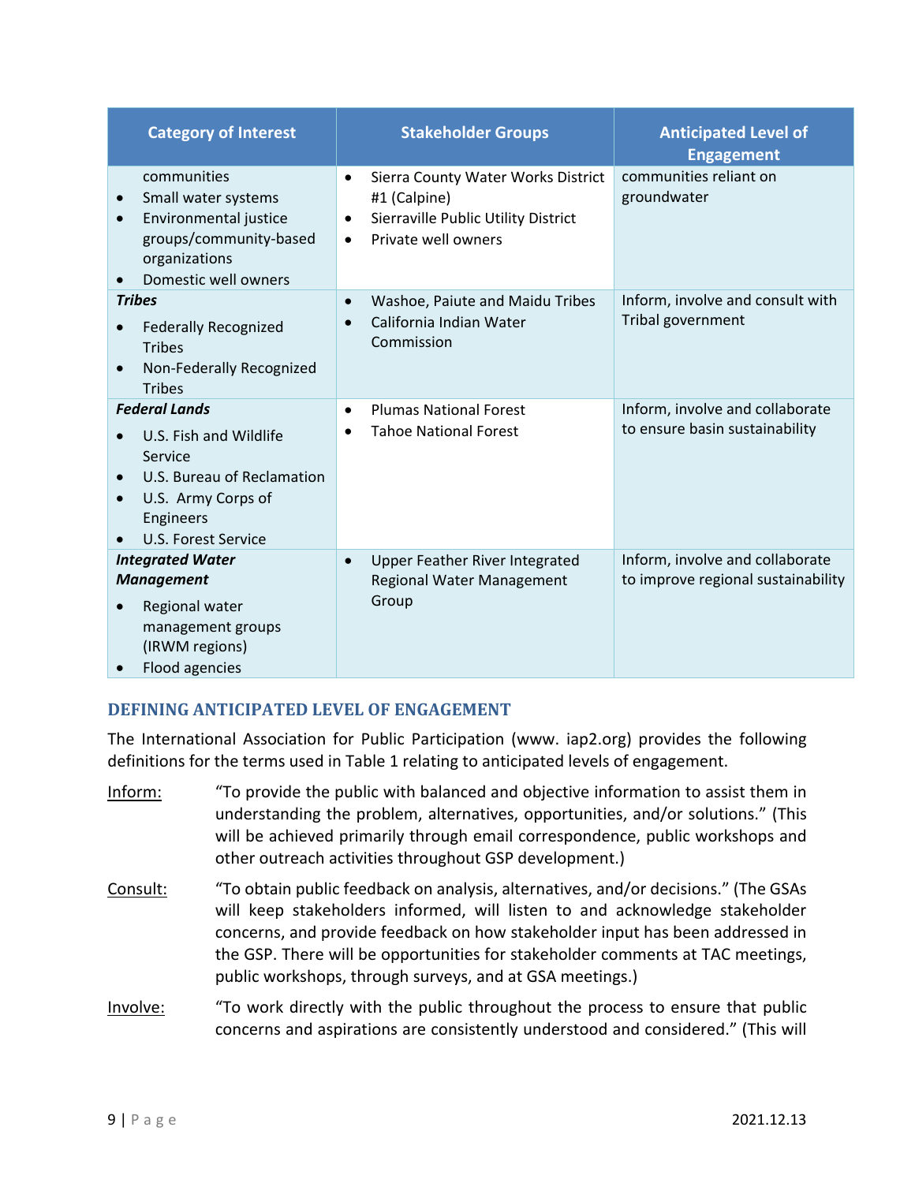| Category of Interest | Stakeholder Groups | Anticipated Level of Engagement |
|---|---|---|
| communities<br>• Small water systems<br>• Environmental justice groups/community-based organizations<br>• Domestic well owners | • Sierra County Water Works District #1 (Calpine)<br>• Sierraville Public Utility District<br>• Private well owners | communities reliant on groundwater |
| ***Tribes***<br>• Federally Recognized Tribes<br>• Non-Federally Recognized Tribes | • Washoe, Paiute and Maidu Tribes<br>• California Indian Water Commission | Inform, involve and consult with Tribal government |
| ***Federal Lands***<br>• U.S. Fish and Wildlife Service<br>• U.S. Bureau of Reclamation<br>• U.S. Army Corps of Engineers<br>• U.S. Forest Service | • Plumas National Forest<br>• Tahoe National Forest | Inform, involve and collaborate to ensure basin sustainability |
| ***Integrated Water Management***<br>• Regional water management groups (IRWM regions)<br>• Flood agencies | • Upper Feather River Integrated Regional Water Management Group | Inform, involve and collaborate to improve regional sustainability |

## DEFINING ANTICIPATED LEVEL OF ENGAGEMENT

The International Association for Public Participation (www. iap2.org) provides the following definitions for the terms used in Table 1 relating to anticipated levels of engagement.

Inform: "To provide the public with balanced and objective information to assist them in understanding the problem, alternatives, opportunities, and/or solutions." (This will be achieved primarily through email correspondence, public workshops and other outreach activities throughout GSP development.)

Consult: "To obtain public feedback on analysis, alternatives, and/or decisions." (The GSAs will keep stakeholders informed, will listen to and acknowledge stakeholder concerns, and provide feedback on how stakeholder input has been addressed in the GSP. There will be opportunities for stakeholder comments at TAC meetings, public workshops, through surveys, and at GSA meetings.)

Involve: "To work directly with the public throughout the process to ensure that public concerns and aspirations are consistently understood and considered." (This will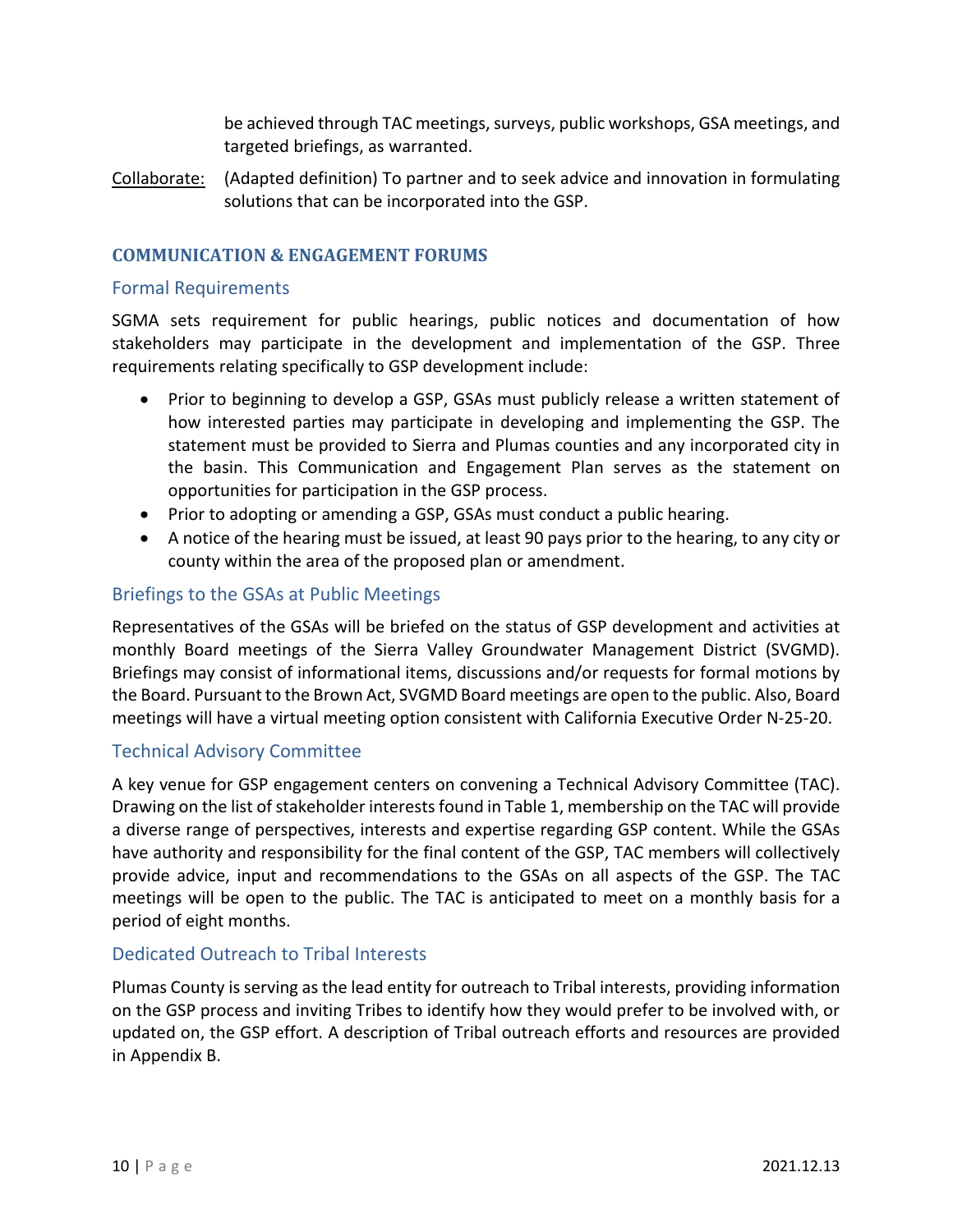be achieved through TAC meetings, surveys, public workshops, GSA meetings, and targeted briefings, as warranted.

Collaborate: (Adapted definition) To partner and to seek advice and innovation in formulating solutions that can be incorporated into the GSP.

## COMMUNICATION & ENGAGEMENT FORUMS

### Formal Requirements

SGMA sets requirement for public hearings, public notices and documentation of how stakeholders may participate in the development and implementation of the GSP. Three requirements relating specifically to GSP development include:

- Prior to beginning to develop a GSP, GSAs must publicly release a written statement of how interested parties may participate in developing and implementing the GSP. The statement must be provided to Sierra and Plumas counties and any incorporated city in the basin. This Communication and Engagement Plan serves as the statement on opportunities for participation in the GSP process.
- Prior to adopting or amending a GSP, GSAs must conduct a public hearing.
- A notice of the hearing must be issued, at least 90 pays prior to the hearing, to any city or county within the area of the proposed plan or amendment.

### Briefings to the GSAs at Public Meetings

Representatives of the GSAs will be briefed on the status of GSP development and activities at monthly Board meetings of the Sierra Valley Groundwater Management District (SVGMD). Briefings may consist of informational items, discussions and/or requests for formal motions by the Board. Pursuant to the Brown Act, SVGMD Board meetings are open to the public. Also, Board meetings will have a virtual meeting option consistent with California Executive Order N-25-20.

### Technical Advisory Committee

A key venue for GSP engagement centers on convening a Technical Advisory Committee (TAC). Drawing on the list of stakeholder interests found in Table 1, membership on the TAC will provide a diverse range of perspectives, interests and expertise regarding GSP content. While the GSAs have authority and responsibility for the final content of the GSP, TAC members will collectively provide advice, input and recommendations to the GSAs on all aspects of the GSP. The TAC meetings will be open to the public. The TAC is anticipated to meet on a monthly basis for a period of eight months.

### Dedicated Outreach to Tribal Interests

Plumas County is serving as the lead entity for outreach to Tribal interests, providing information on the GSP process and inviting Tribes to identify how they would prefer to be involved with, or updated on, the GSP effort. A description of Tribal outreach efforts and resources are provided in Appendix B.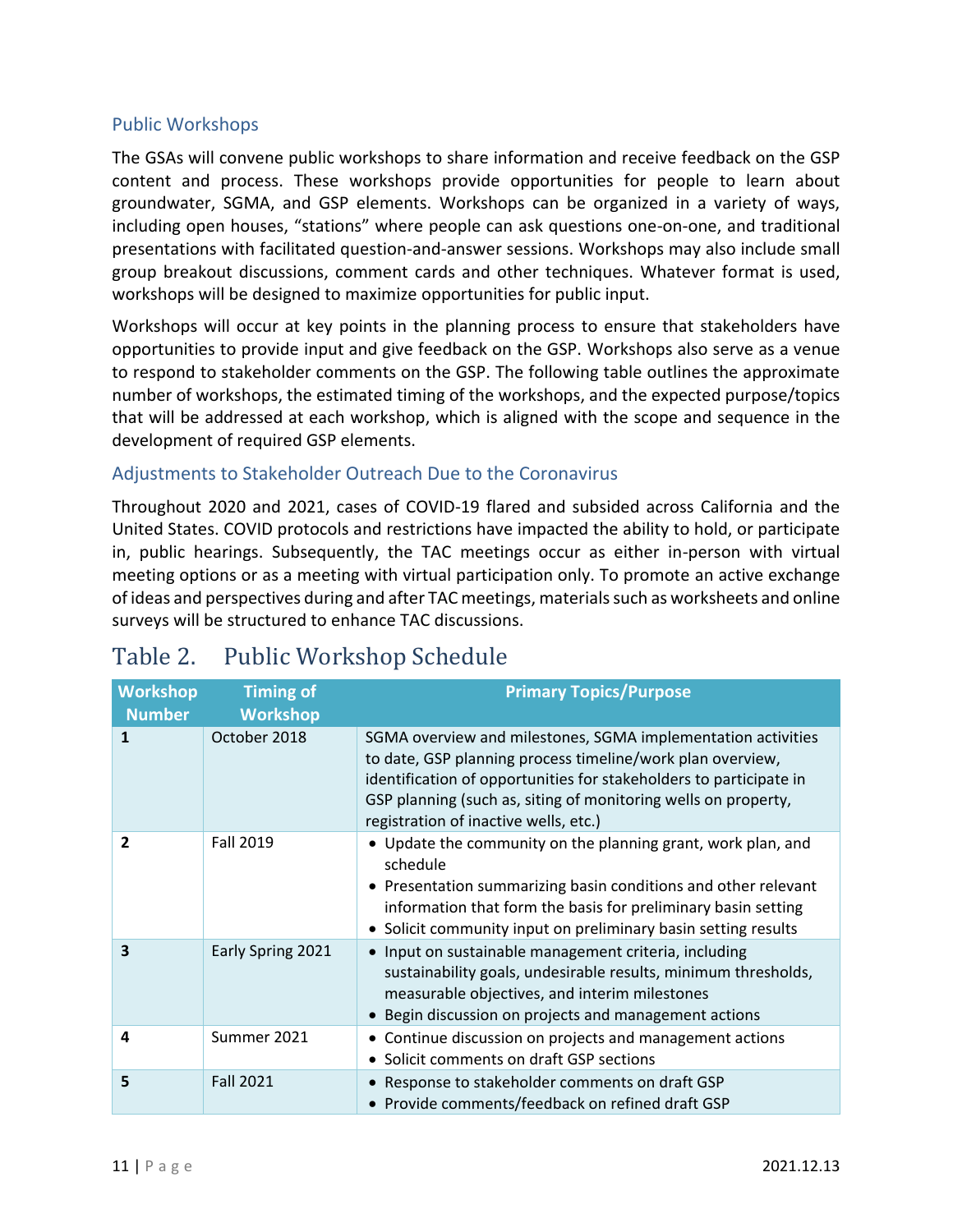### Public Workshops

The GSAs will convene public workshops to share information and receive feedback on the GSP content and process. These workshops provide opportunities for people to learn about groundwater, SGMA, and GSP elements. Workshops can be organized in a variety of ways, including open houses, "stations" where people can ask questions one-on-one, and traditional presentations with facilitated question-and-answer sessions. Workshops may also include small group breakout discussions, comment cards and other techniques. Whatever format is used, workshops will be designed to maximize opportunities for public input.

Workshops will occur at key points in the planning process to ensure that stakeholders have opportunities to provide input and give feedback on the GSP. Workshops also serve as a venue to respond to stakeholder comments on the GSP. The following table outlines the approximate number of workshops, the estimated timing of the workshops, and the expected purpose/topics that will be addressed at each workshop, which is aligned with the scope and sequence in the development of required GSP elements.

### Adjustments to Stakeholder Outreach Due to the Coronavirus

Throughout 2020 and 2021, cases of COVID-19 flared and subsided across California and the United States. COVID protocols and restrictions have impacted the ability to hold, or participate in, public hearings. Subsequently, the TAC meetings occur as either in-person with virtual meeting options or as a meeting with virtual participation only. To promote an active exchange of ideas and perspectives during and after TAC meetings, materials such as worksheets and online surveys will be structured to enhance TAC discussions.

## Table 2. Public Workshop Schedule

| Workshop Number | Timing of Workshop | Primary Topics/Purpose |
|---|---|---|
| **1** | October 2018 | SGMA overview and milestones, SGMA implementation activities to date, GSP planning process timeline/work plan overview, identification of opportunities for stakeholders to participate in GSP planning (such as, siting of monitoring wells on property, registration of inactive wells, etc.) |
| **2** | Fall 2019 | • Update the community on the planning grant, work plan, and schedule<br>• Presentation summarizing basin conditions and other relevant information that form the basis for preliminary basin setting<br>• Solicit community input on preliminary basin setting results |
| **3** | Early Spring 2021 | • Input on sustainable management criteria, including sustainability goals, undesirable results, minimum thresholds, measurable objectives, and interim milestones<br>• Begin discussion on projects and management actions |
| **4** | Summer 2021 | • Continue discussion on projects and management actions<br>• Solicit comments on draft GSP sections |
| **5** | Fall 2021 | • Response to stakeholder comments on draft GSP<br>• Provide comments/feedback on refined draft GSP |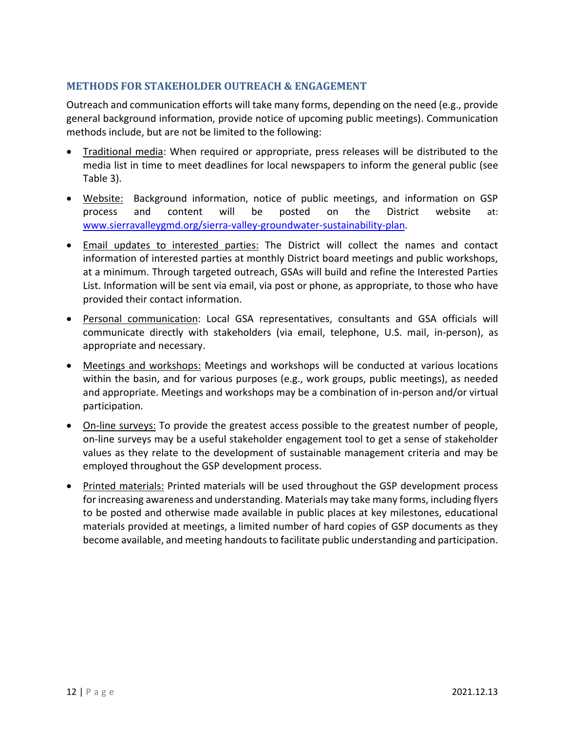### METHODS FOR STAKEHOLDER OUTREACH & ENGAGEMENT

Outreach and communication efforts will take many forms, depending on the need (e.g., provide general background information, provide notice of upcoming public meetings). Communication methods include, but are not be limited to the following:

- Traditional media: When required or appropriate, press releases will be distributed to the media list in time to meet deadlines for local newspapers to inform the general public (see Table 3).
- Website: Background information, notice of public meetings, and information on GSP process and content will be posted on the District website at: [www.sierravalleygmd.org/sierra-valley-groundwater-sustainability-plan](www.sierravalleygmd.org/sierra-valley-groundwater-sustainability-plan).
- Email updates to interested parties: The District will collect the names and contact information of interested parties at monthly District board meetings and public workshops, at a minimum. Through targeted outreach, GSAs will build and refine the Interested Parties List. Information will be sent via email, via post or phone, as appropriate, to those who have provided their contact information.
- Personal communication: Local GSA representatives, consultants and GSA officials will communicate directly with stakeholders (via email, telephone, U.S. mail, in-person), as appropriate and necessary.
- Meetings and workshops: Meetings and workshops will be conducted at various locations within the basin, and for various purposes (e.g., work groups, public meetings), as needed and appropriate. Meetings and workshops may be a combination of in-person and/or virtual participation.
- On-line surveys: To provide the greatest access possible to the greatest number of people, on-line surveys may be a useful stakeholder engagement tool to get a sense of stakeholder values as they relate to the development of sustainable management criteria and may be employed throughout the GSP development process.
- Printed materials: Printed materials will be used throughout the GSP development process for increasing awareness and understanding. Materials may take many forms, including flyers to be posted and otherwise made available in public places at key milestones, educational materials provided at meetings, a limited number of hard copies of GSP documents as they become available, and meeting handouts to facilitate public understanding and participation.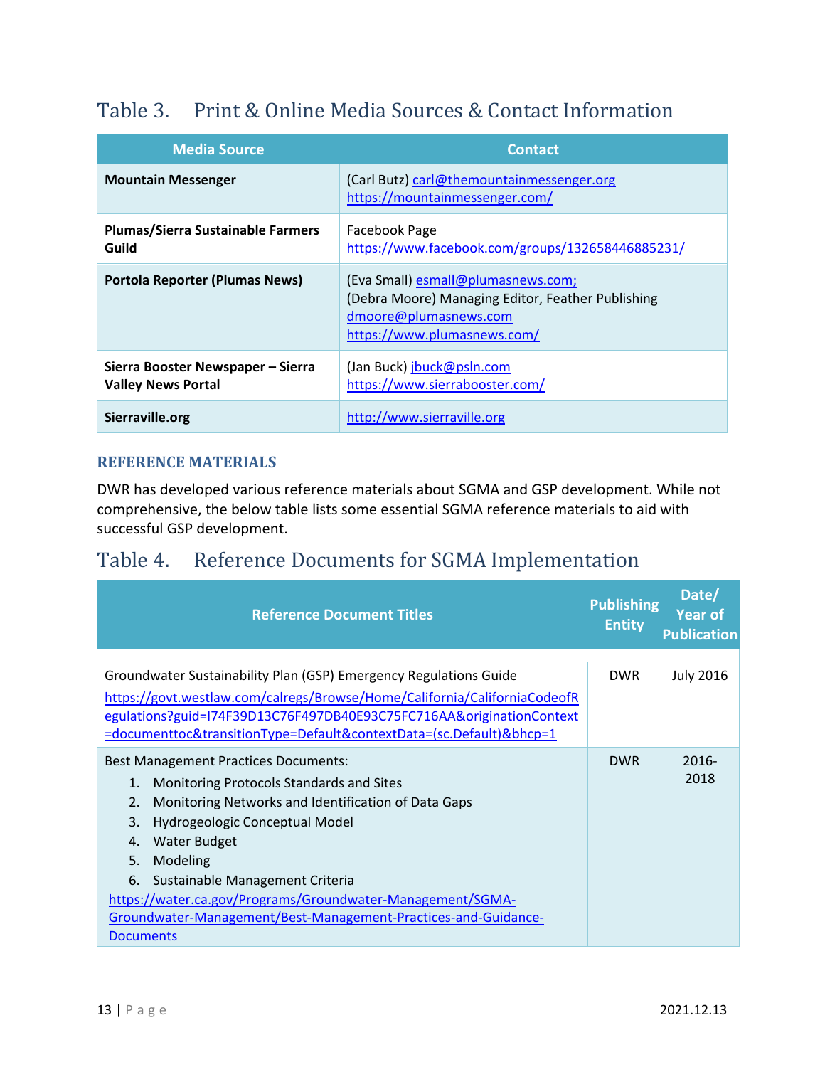## Table 3. Print & Online Media Sources & Contact Information

| Media Source | Contact |
|---|---|
| **Mountain Messenger** | (Carl Butz) carl@themountainmessenger.org<br>https://mountainmessenger.com/ |
| **Plumas/Sierra Sustainable Farmers Guild** | Facebook Page<br>https://www.facebook.com/groups/132658446885231/ |
| **Portola Reporter (Plumas News)** | (Eva Small) esmall@plumasnews.com;<br>(Debra Moore) Managing Editor, Feather Publishing<br>dmoore@plumasnews.com<br>https://www.plumasnews.com/ |
| **Sierra Booster Newspaper – Sierra Valley News Portal** | (Jan Buck) jbuck@psln.com<br>https://www.sierrabooster.com/ |
| **Sierraville.org** | http://www.sierraville.org |

### REFERENCE MATERIALS

DWR has developed various reference materials about SGMA and GSP development. While not comprehensive, the below table lists some essential SGMA reference materials to aid with successful GSP development.

## Table 4. Reference Documents for SGMA Implementation

| Reference Document Titles | Publishing Entity | Date/ Year of Publication |
|---|---|---|
| Groundwater Sustainability Plan (GSP) Emergency Regulations Guide<br>https://govt.westlaw.com/calregs/Browse/Home/California/CaliforniaCodeofRegulations?guid=I74F39D13C76F497DB40E93C75FC716AA&originationContext=documenttoc&transitionType=Default&contextData=(sc.Default)&bhcp=1 | DWR | July 2016 |
| Best Management Practices Documents:<br>1. Monitoring Protocols Standards and Sites<br>2. Monitoring Networks and Identification of Data Gaps<br>3. Hydrogeologic Conceptual Model<br>4. Water Budget<br>5. Modeling<br>6. Sustainable Management Criteria<br>https://water.ca.gov/Programs/Groundwater-Management/SGMA-Groundwater-Management/Best-Management-Practices-and-Guidance-Documents | DWR | 2016-2018 |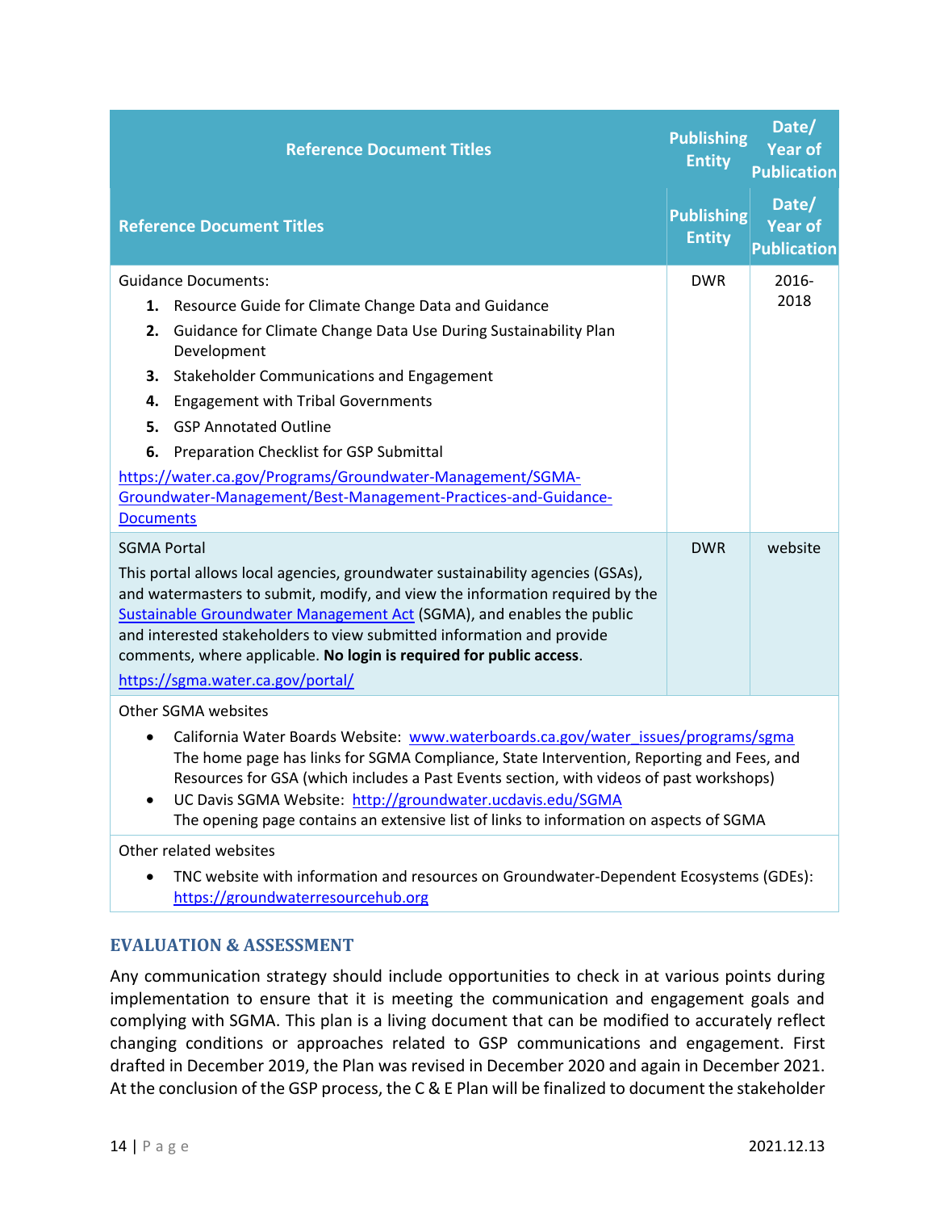| Reference Document Titles | Publishing Entity | Date/ Year of Publication |
|---|---|---|
| Reference Document Titles | Publishing Entity | Date/ Year of Publication |
| Guidance Documents:<br>**1.** Resource Guide for Climate Change Data and Guidance<br>**2.** Guidance for Climate Change Data Use During Sustainability Plan Development<br>**3.** Stakeholder Communications and Engagement<br>**4.** Engagement with Tribal Governments<br>**5.** GSP Annotated Outline<br>**6.** Preparation Checklist for GSP Submittal<br>https://water.ca.gov/Programs/Groundwater-Management/SGMA-Groundwater-Management/Best-Management-Practices-and-Guidance-Documents | DWR | 2016-2018 |
| SGMA Portal<br>This portal allows local agencies, groundwater sustainability agencies (GSAs), and watermasters to submit, modify, and view the information required by the Sustainable Groundwater Management Act (SGMA), and enables the public and interested stakeholders to view submitted information and provide comments, where applicable. **No login is required for public access**.<br>https://sgma.water.ca.gov/portal/ | DWR | website |
| Other SGMA websites<br>• California Water Boards Website: www.waterboards.ca.gov/water_issues/programs/sgma The home page has links for SGMA Compliance, State Intervention, Reporting and Fees, and Resources for GSA (which includes a Past Events section, with videos of past workshops)<br>• UC Davis SGMA Website: http://groundwater.ucdavis.edu/SGMA The opening page contains an extensive list of links to information on aspects of SGMA | | |
| Other related websites<br>• TNC website with information and resources on Groundwater-Dependent Ecosystems (GDEs): https://groundwaterresourcehub.org | | |

## EVALUATION & ASSESSMENT

Any communication strategy should include opportunities to check in at various points during implementation to ensure that it is meeting the communication and engagement goals and complying with SGMA. This plan is a living document that can be modified to accurately reflect changing conditions or approaches related to GSP communications and engagement. First drafted in December 2019, the Plan was revised in December 2020 and again in December 2021. At the conclusion of the GSP process, the C & E Plan will be finalized to document the stakeholder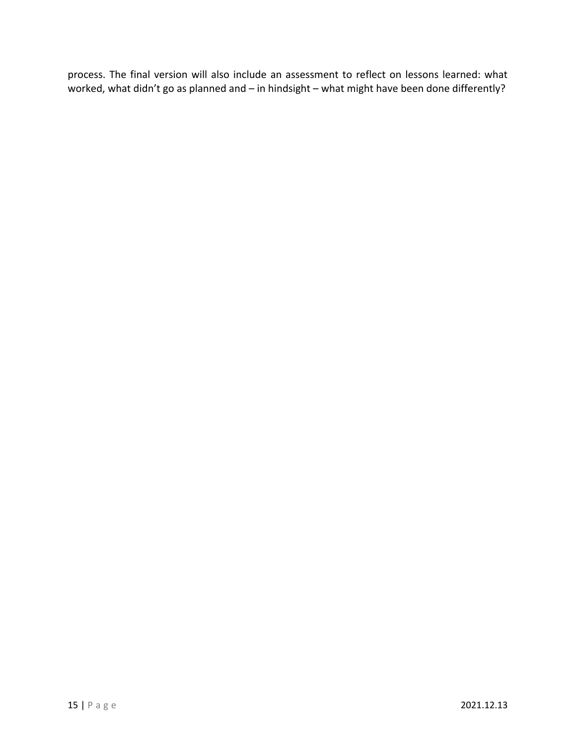process. The final version will also include an assessment to reflect on lessons learned: what worked, what didn't go as planned and – in hindsight – what might have been done differently?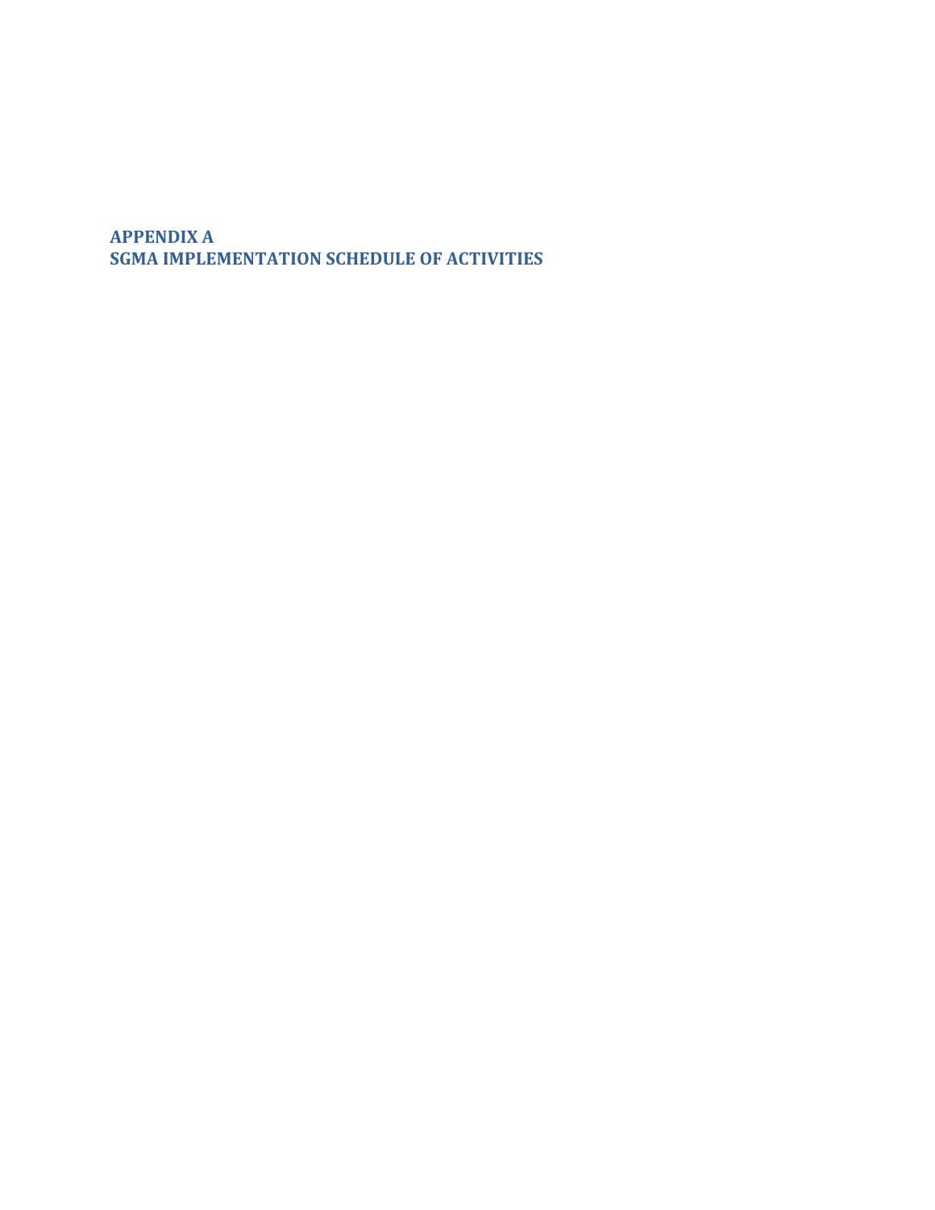# APPENDIX A
# SGMA IMPLEMENTATION SCHEDULE OF ACTIVITIES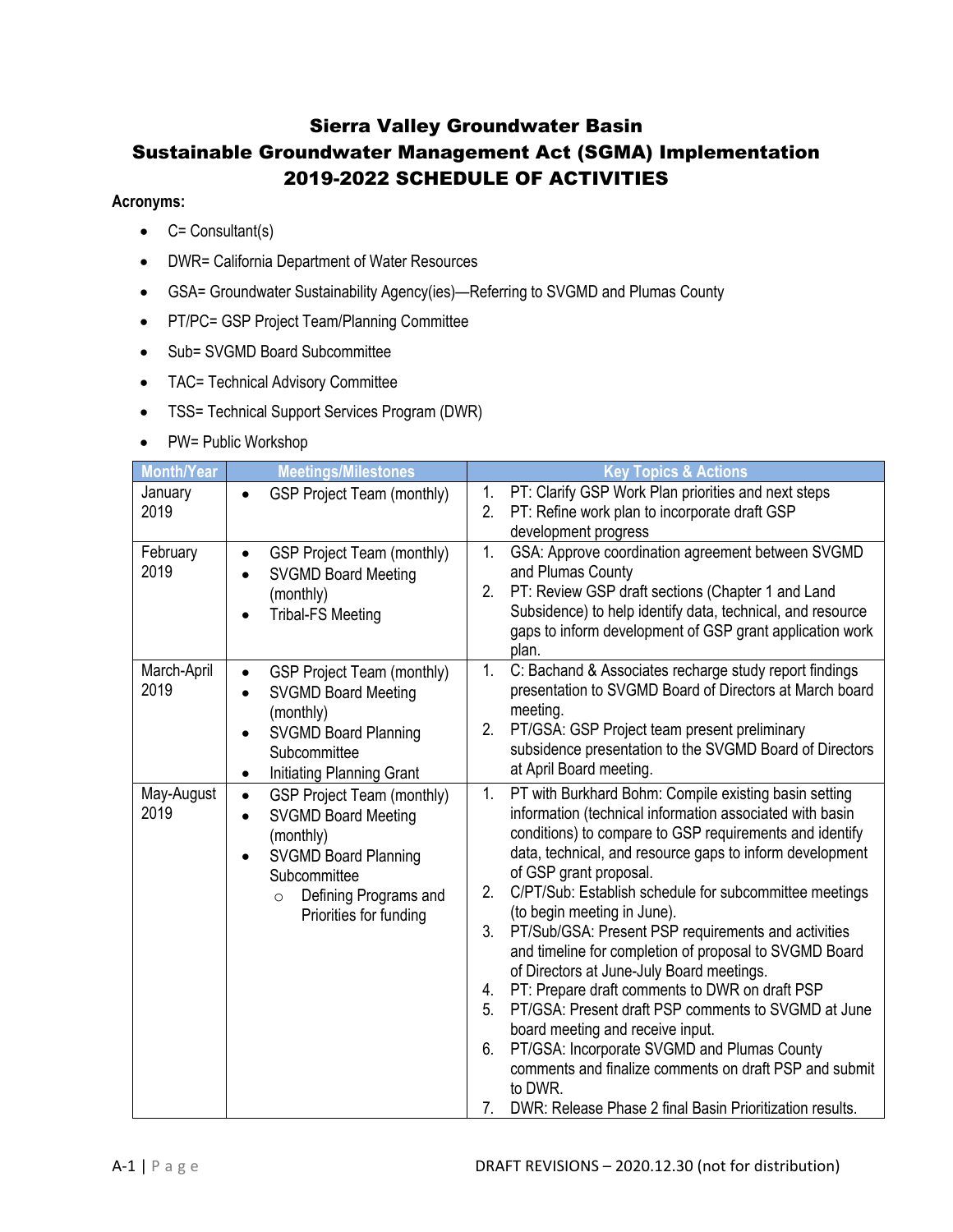# Sierra Valley Groundwater Basin
# Sustainable Groundwater Management Act (SGMA) Implementation
# 2019-2022 SCHEDULE OF ACTIVITIES

**Acronyms:**

- C= Consultant(s)
- DWR= California Department of Water Resources
- GSA= Groundwater Sustainability Agency(ies)—Referring to SVGMD and Plumas County
- PT/PC= GSP Project Team/Planning Committee
- Sub= SVGMD Board Subcommittee
- TAC= Technical Advisory Committee
- TSS= Technical Support Services Program (DWR)
- PW= Public Workshop

| Month/Year | Meetings/Milestones | Key Topics & Actions |
|---|---|---|
| January 2019 | • GSP Project Team (monthly) | 1. PT: Clarify GSP Work Plan priorities and next steps<br>2. PT: Refine work plan to incorporate draft GSP development progress |
| February 2019 | • GSP Project Team (monthly)<br>• SVGMD Board Meeting (monthly)<br>• Tribal-FS Meeting | 1. GSA: Approve coordination agreement between SVGMD and Plumas County<br>2. PT: Review GSP draft sections (Chapter 1 and Land Subsidence) to help identify data, technical, and resource gaps to inform development of GSP grant application work plan. |
| March-April 2019 | • GSP Project Team (monthly)<br>• SVGMD Board Meeting (monthly)<br>• SVGMD Board Planning Subcommittee<br>• Initiating Planning Grant | 1. C: Bachand & Associates recharge study report findings presentation to SVGMD Board of Directors at March board meeting.<br>2. PT/GSA: GSP Project team present preliminary subsidence presentation to the SVGMD Board of Directors at April Board meeting. |
| May-August 2019 | • GSP Project Team (monthly)<br>• SVGMD Board Meeting (monthly)<br>• SVGMD Board Planning Subcommittee<br>&nbsp;&nbsp;&nbsp;○ Defining Programs and Priorities for funding | 1. PT with Burkhard Bohm: Compile existing basin setting information (technical information associated with basin conditions) to compare to GSP requirements and identify data, technical, and resource gaps to inform development of GSP grant proposal.<br>2. C/PT/Sub: Establish schedule for subcommittee meetings (to begin meeting in June).<br>3. PT/Sub/GSA: Present PSP requirements and activities and timeline for completion of proposal to SVGMD Board of Directors at June-July Board meetings.<br>4. PT: Prepare draft comments to DWR on draft PSP<br>5. PT/GSA: Present draft PSP comments to SVGMD at June board meeting and receive input.<br>6. PT/GSA: Incorporate SVGMD and Plumas County comments and finalize comments on draft PSP and submit to DWR.<br>7. DWR: Release Phase 2 final Basin Prioritization results. |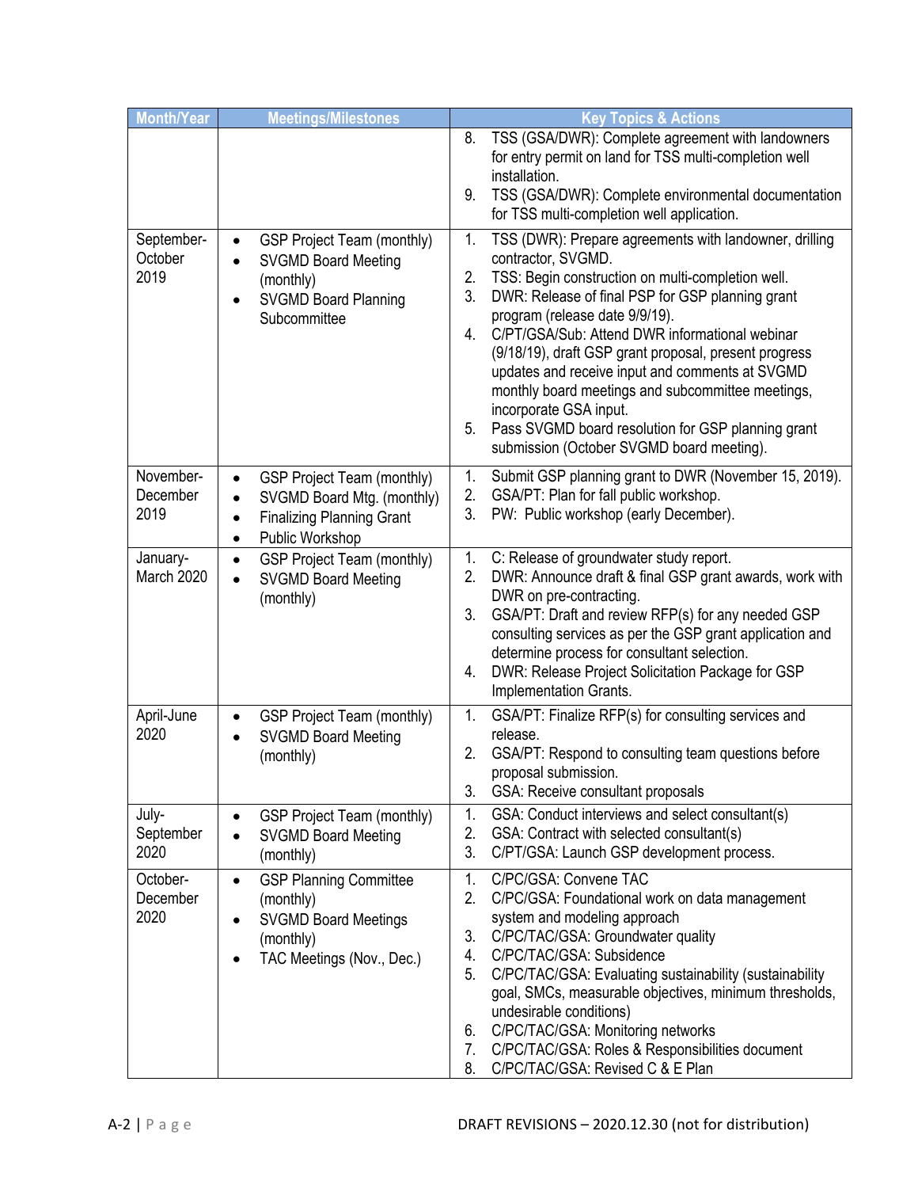| Month/Year | Meetings/Milestones | Key Topics & Actions |
|---|---|---|
| | | 8. TSS (GSA/DWR): Complete agreement with landowners for entry permit on land for TSS multi-completion well installation.<br>9. TSS (GSA/DWR): Complete environmental documentation for TSS multi-completion well application. |
| September-October 2019 | • GSP Project Team (monthly)<br>• SVGMD Board Meeting (monthly)<br>• SVGMD Board Planning Subcommittee | 1. TSS (DWR): Prepare agreements with landowner, drilling contractor, SVGMD.<br>2. TSS: Begin construction on multi-completion well.<br>3. DWR: Release of final PSP for GSP planning grant program (release date 9/9/19).<br>4. C/PT/GSA/Sub: Attend DWR informational webinar (9/18/19), draft GSP grant proposal, present progress updates and receive input and comments at SVGMD monthly board meetings and subcommittee meetings, incorporate GSA input.<br>5. Pass SVGMD board resolution for GSP planning grant submission (October SVGMD board meeting). |
| November-December 2019 | • GSP Project Team (monthly)<br>• SVGMD Board Mtg. (monthly)<br>• Finalizing Planning Grant<br>• Public Workshop | 1. Submit GSP planning grant to DWR (November 15, 2019).<br>2. GSA/PT: Plan for fall public workshop.<br>3. PW: Public workshop (early December). |
| January-March 2020 | • GSP Project Team (monthly)<br>• SVGMD Board Meeting (monthly) | 1. C: Release of groundwater study report.<br>2. DWR: Announce draft & final GSP grant awards, work with DWR on pre-contracting.<br>3. GSA/PT: Draft and review RFP(s) for any needed GSP consulting services as per the GSP grant application and determine process for consultant selection.<br>4. DWR: Release Project Solicitation Package for GSP Implementation Grants. |
| April-June 2020 | • GSP Project Team (monthly)<br>• SVGMD Board Meeting (monthly) | 1. GSA/PT: Finalize RFP(s) for consulting services and release.<br>2. GSA/PT: Respond to consulting team questions before proposal submission.<br>3. GSA: Receive consultant proposals |
| July-September 2020 | • GSP Project Team (monthly)<br>• SVGMD Board Meeting (monthly) | 1. GSA: Conduct interviews and select consultant(s)<br>2. GSA: Contract with selected consultant(s)<br>3. C/PT/GSA: Launch GSP development process. |
| October-December 2020 | • GSP Planning Committee (monthly)<br>• SVGMD Board Meetings (monthly)<br>• TAC Meetings (Nov., Dec.) | 1. C/PC/GSA: Convene TAC<br>2. C/PC/GSA: Foundational work on data management system and modeling approach<br>3. C/PC/TAC/GSA: Groundwater quality<br>4. C/PC/TAC/GSA: Subsidence<br>5. C/PC/TAC/GSA: Evaluating sustainability (sustainability goal, SMCs, measurable objectives, minimum thresholds, undesirable conditions)<br>6. C/PC/TAC/GSA: Monitoring networks<br>7. C/PC/TAC/GSA: Roles & Responsibilities document<br>8. C/PC/TAC/GSA: Revised C & E Plan |

DRAFT REVISIONS – 2020.12.30 (not for distribution)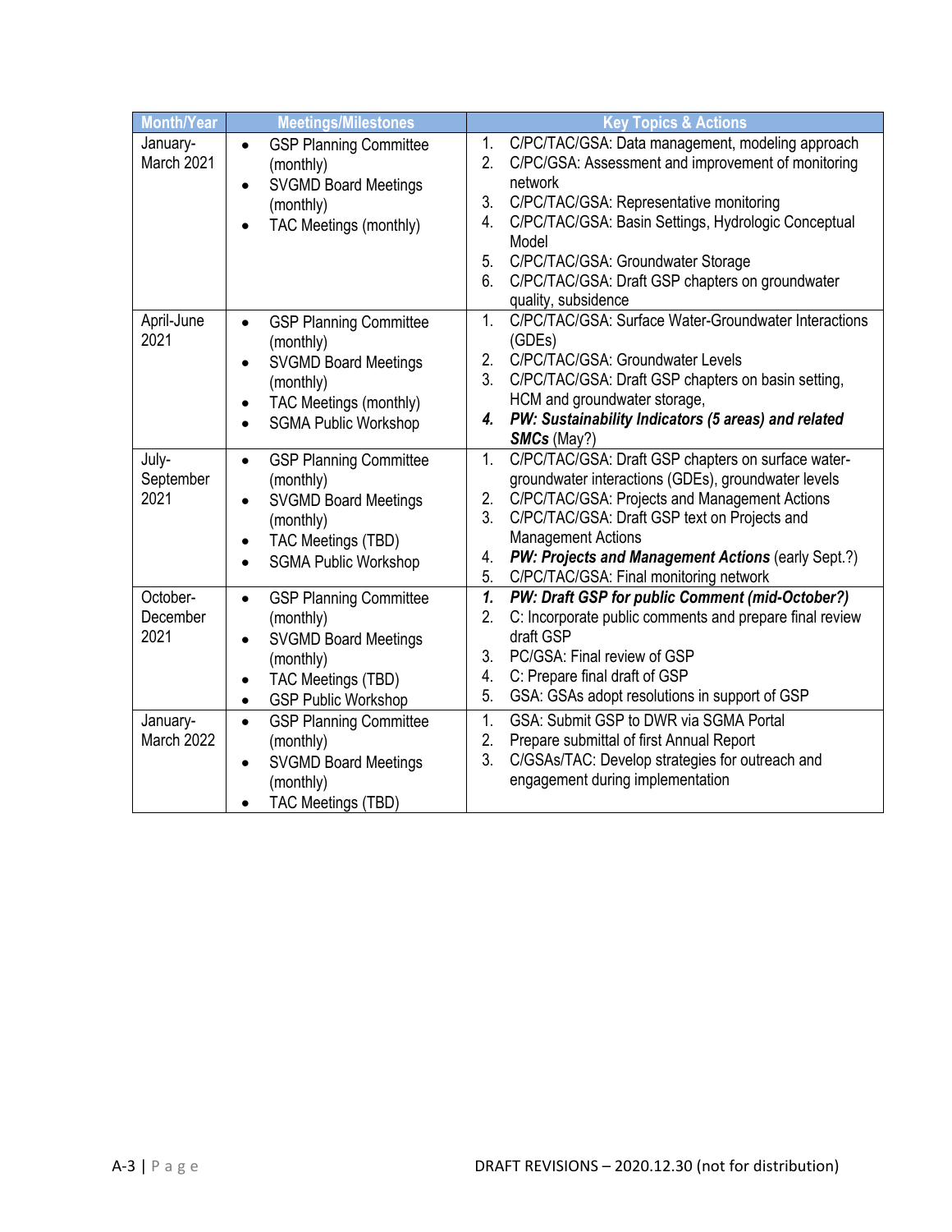| Month/Year | Meetings/Milestones | Key Topics & Actions |
|---|---|---|
| January-March 2021 | • GSP Planning Committee (monthly)<br>• SVGMD Board Meetings (monthly)<br>• TAC Meetings (monthly) | 1. C/PC/TAC/GSA: Data management, modeling approach<br>2. C/PC/GSA: Assessment and improvement of monitoring network<br>3. C/PC/TAC/GSA: Representative monitoring<br>4. C/PC/TAC/GSA: Basin Settings, Hydrologic Conceptual Model<br>5. C/PC/TAC/GSA: Groundwater Storage<br>6. C/PC/TAC/GSA: Draft GSP chapters on groundwater quality, subsidence |
| April-June 2021 | • GSP Planning Committee (monthly)<br>• SVGMD Board Meetings (monthly)<br>• TAC Meetings (monthly)<br>• SGMA Public Workshop | 1. C/PC/TAC/GSA: Surface Water-Groundwater Interactions (GDEs)<br>2. C/PC/TAC/GSA: Groundwater Levels<br>3. C/PC/TAC/GSA: Draft GSP chapters on basin setting, HCM and groundwater storage,<br>***4. PW: Sustainability Indicators (5 areas) and related SMCs*** (May?) |
| July-September 2021 | • GSP Planning Committee (monthly)<br>• SVGMD Board Meetings (monthly)<br>• TAC Meetings (TBD)<br>• SGMA Public Workshop | 1. C/PC/TAC/GSA: Draft GSP chapters on surface water-groundwater interactions (GDEs), groundwater levels<br>2. C/PC/TAC/GSA: Projects and Management Actions<br>3. C/PC/TAC/GSA: Draft GSP text on Projects and Management Actions<br>4. ***PW: Projects and Management Actions*** (early Sept.?)<br>5. C/PC/TAC/GSA: Final monitoring network |
| October-December 2021 | • GSP Planning Committee (monthly)<br>• SVGMD Board Meetings (monthly)<br>• TAC Meetings (TBD)<br>• GSP Public Workshop | ***1. PW: Draft GSP for public Comment (mid-October?)***<br>2. C: Incorporate public comments and prepare final review draft GSP<br>3. PC/GSA: Final review of GSP<br>4. C: Prepare final draft of GSP<br>5. GSA: GSAs adopt resolutions in support of GSP |
| January-March 2022 | • GSP Planning Committee (monthly)<br>• SVGMD Board Meetings (monthly)<br>• TAC Meetings (TBD) | 1. GSA: Submit GSP to DWR via SGMA Portal<br>2. Prepare submittal of first Annual Report<br>3. C/GSAs/TAC: Develop strategies for outreach and engagement during implementation |

DRAFT REVISIONS – 2020.12.30 (not for distribution)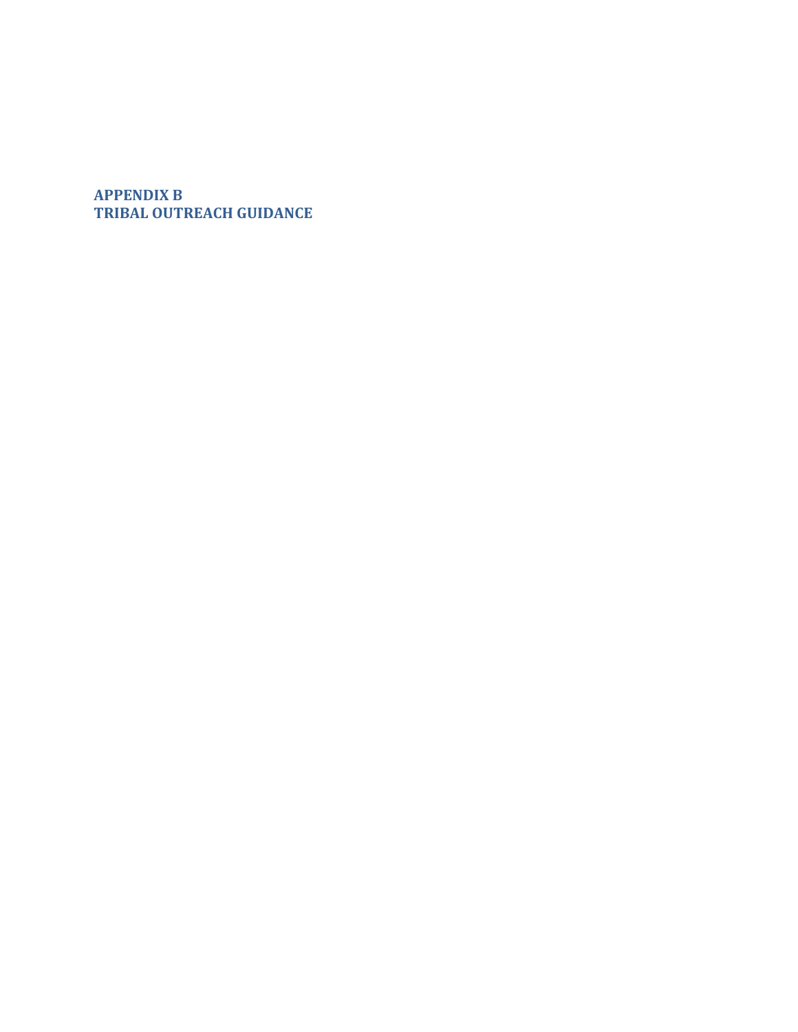# APPENDIX B
# TRIBAL OUTREACH GUIDANCE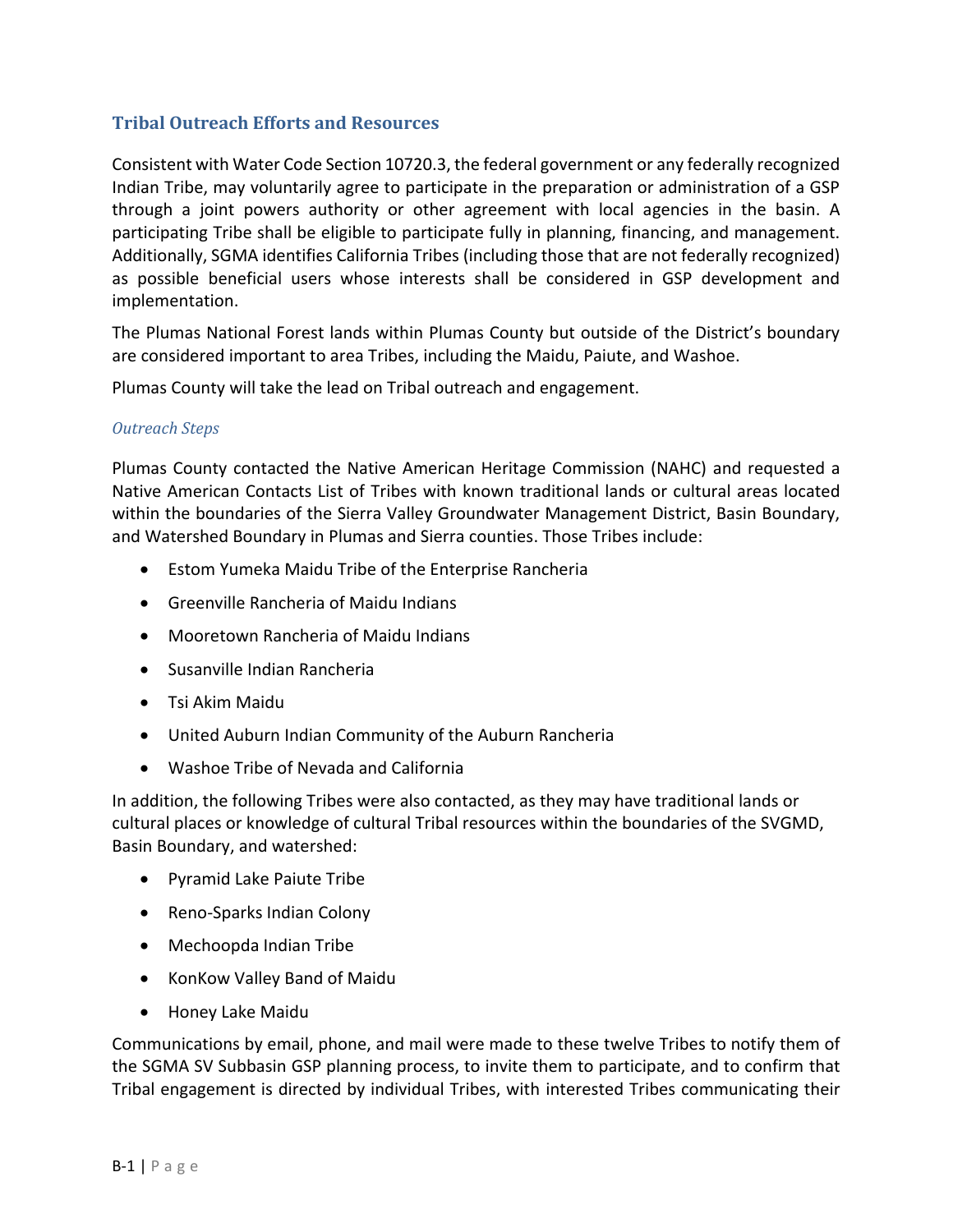## Tribal Outreach Efforts and Resources

Consistent with Water Code Section 10720.3, the federal government or any federally recognized Indian Tribe, may voluntarily agree to participate in the preparation or administration of a GSP through a joint powers authority or other agreement with local agencies in the basin. A participating Tribe shall be eligible to participate fully in planning, financing, and management. Additionally, SGMA identifies California Tribes (including those that are not federally recognized) as possible beneficial users whose interests shall be considered in GSP development and implementation.

The Plumas National Forest lands within Plumas County but outside of the District's boundary are considered important to area Tribes, including the Maidu, Paiute, and Washoe.

Plumas County will take the lead on Tribal outreach and engagement.

### *Outreach Steps*

Plumas County contacted the Native American Heritage Commission (NAHC) and requested a Native American Contacts List of Tribes with known traditional lands or cultural areas located within the boundaries of the Sierra Valley Groundwater Management District, Basin Boundary, and Watershed Boundary in Plumas and Sierra counties. Those Tribes include:

- Estom Yumeka Maidu Tribe of the Enterprise Rancheria
- Greenville Rancheria of Maidu Indians
- Mooretown Rancheria of Maidu Indians
- Susanville Indian Rancheria
- Tsi Akim Maidu
- United Auburn Indian Community of the Auburn Rancheria
- Washoe Tribe of Nevada and California

In addition, the following Tribes were also contacted, as they may have traditional lands or cultural places or knowledge of cultural Tribal resources within the boundaries of the SVGMD, Basin Boundary, and watershed:

- Pyramid Lake Paiute Tribe
- Reno-Sparks Indian Colony
- Mechoopda Indian Tribe
- KonKow Valley Band of Maidu
- Honey Lake Maidu

Communications by email, phone, and mail were made to these twelve Tribes to notify them of the SGMA SV Subbasin GSP planning process, to invite them to participate, and to confirm that Tribal engagement is directed by individual Tribes, with interested Tribes communicating their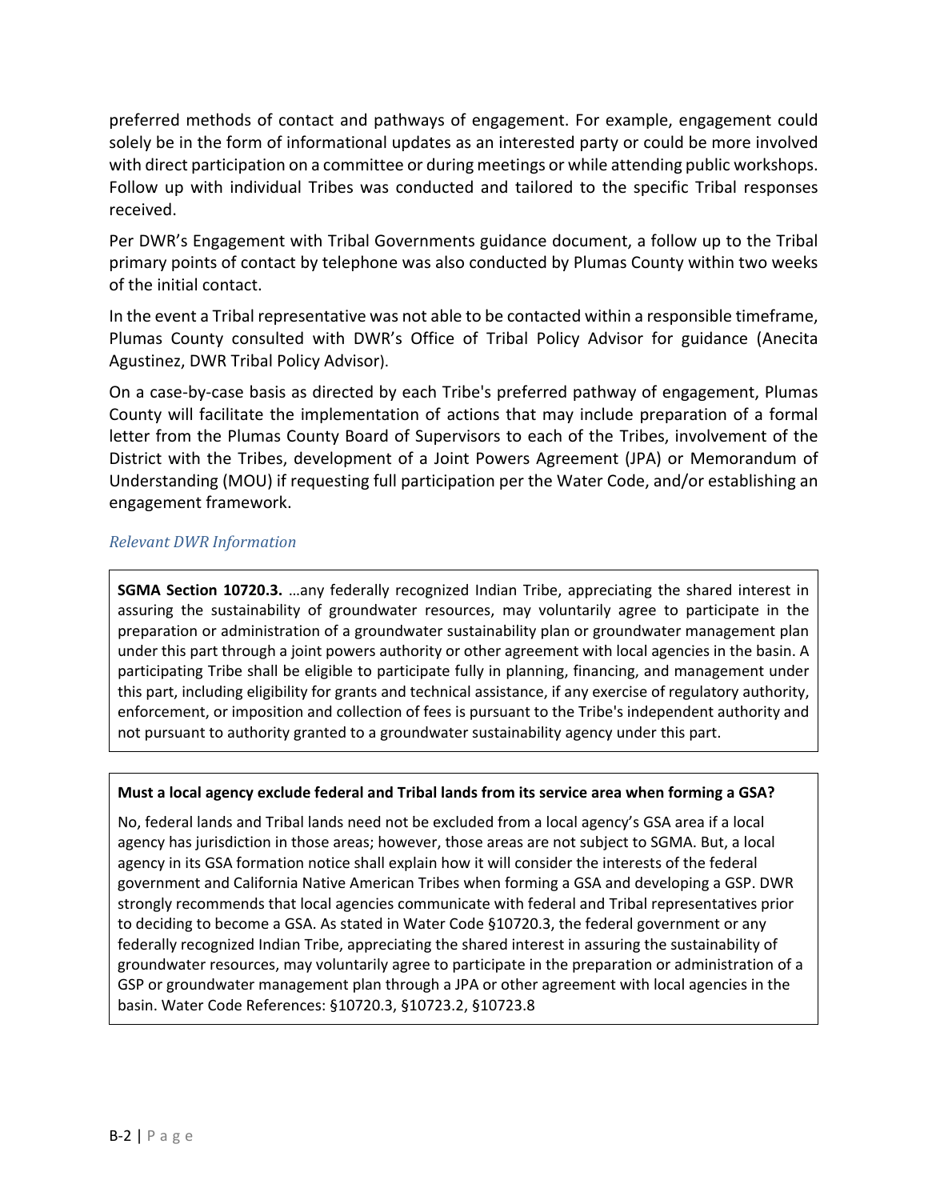preferred methods of contact and pathways of engagement. For example, engagement could solely be in the form of informational updates as an interested party or could be more involved with direct participation on a committee or during meetings or while attending public workshops. Follow up with individual Tribes was conducted and tailored to the specific Tribal responses received.

Per DWR's Engagement with Tribal Governments guidance document, a follow up to the Tribal primary points of contact by telephone was also conducted by Plumas County within two weeks of the initial contact.

In the event a Tribal representative was not able to be contacted within a responsible timeframe, Plumas County consulted with DWR's Office of Tribal Policy Advisor for guidance (Anecita Agustinez, DWR Tribal Policy Advisor).

On a case-by-case basis as directed by each Tribe's preferred pathway of engagement, Plumas County will facilitate the implementation of actions that may include preparation of a formal letter from the Plumas County Board of Supervisors to each of the Tribes, involvement of the District with the Tribes, development of a Joint Powers Agreement (JPA) or Memorandum of Understanding (MOU) if requesting full participation per the Water Code, and/or establishing an engagement framework.

*Relevant DWR Information*

**SGMA Section 10720.3.** …any federally recognized Indian Tribe, appreciating the shared interest in assuring the sustainability of groundwater resources, may voluntarily agree to participate in the preparation or administration of a groundwater sustainability plan or groundwater management plan under this part through a joint powers authority or other agreement with local agencies in the basin. A participating Tribe shall be eligible to participate fully in planning, financing, and management under this part, including eligibility for grants and technical assistance, if any exercise of regulatory authority, enforcement, or imposition and collection of fees is pursuant to the Tribe's independent authority and not pursuant to authority granted to a groundwater sustainability agency under this part.

**Must a local agency exclude federal and Tribal lands from its service area when forming a GSA?**

No, federal lands and Tribal lands need not be excluded from a local agency's GSA area if a local agency has jurisdiction in those areas; however, those areas are not subject to SGMA. But, a local agency in its GSA formation notice shall explain how it will consider the interests of the federal government and California Native American Tribes when forming a GSA and developing a GSP. DWR strongly recommends that local agencies communicate with federal and Tribal representatives prior to deciding to become a GSA. As stated in Water Code §10720.3, the federal government or any federally recognized Indian Tribe, appreciating the shared interest in assuring the sustainability of groundwater resources, may voluntarily agree to participate in the preparation or administration of a GSP or groundwater management plan through a JPA or other agreement with local agencies in the basin. Water Code References: §10720.3, §10723.2, §10723.8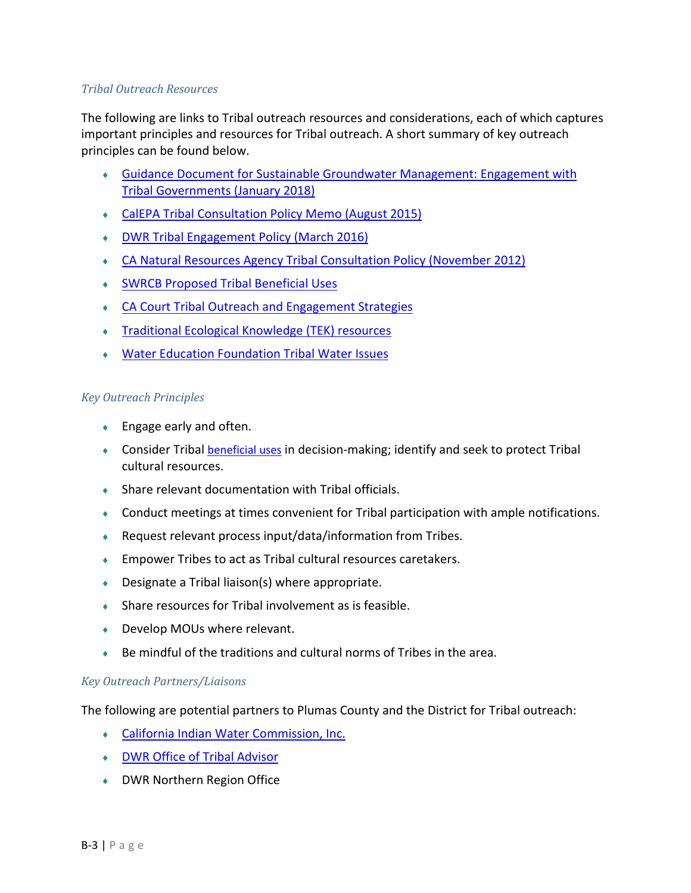### *Tribal Outreach Resources*

The following are links to Tribal outreach resources and considerations, each of which captures important principles and resources for Tribal outreach. A short summary of key outreach principles can be found below.

- Guidance Document for Sustainable Groundwater Management: Engagement with Tribal Governments (January 2018)
- CalEPA Tribal Consultation Policy Memo (August 2015)
- DWR Tribal Engagement Policy (March 2016)
- CA Natural Resources Agency Tribal Consultation Policy (November 2012)
- SWRCB Proposed Tribal Beneficial Uses
- CA Court Tribal Outreach and Engagement Strategies
- Traditional Ecological Knowledge (TEK) resources
- Water Education Foundation Tribal Water Issues

### *Key Outreach Principles*

- Engage early and often.
- Consider Tribal beneficial uses in decision-making; identify and seek to protect Tribal cultural resources.
- Share relevant documentation with Tribal officials.
- Conduct meetings at times convenient for Tribal participation with ample notifications.
- Request relevant process input/data/information from Tribes.
- Empower Tribes to act as Tribal cultural resources caretakers.
- Designate a Tribal liaison(s) where appropriate.
- Share resources for Tribal involvement as is feasible.
- Develop MOUs where relevant.
- Be mindful of the traditions and cultural norms of Tribes in the area.

### *Key Outreach Partners/Liaisons*

The following are potential partners to Plumas County and the District for Tribal outreach:

- California Indian Water Commission, Inc.
- DWR Office of Tribal Advisor
- DWR Northern Region Office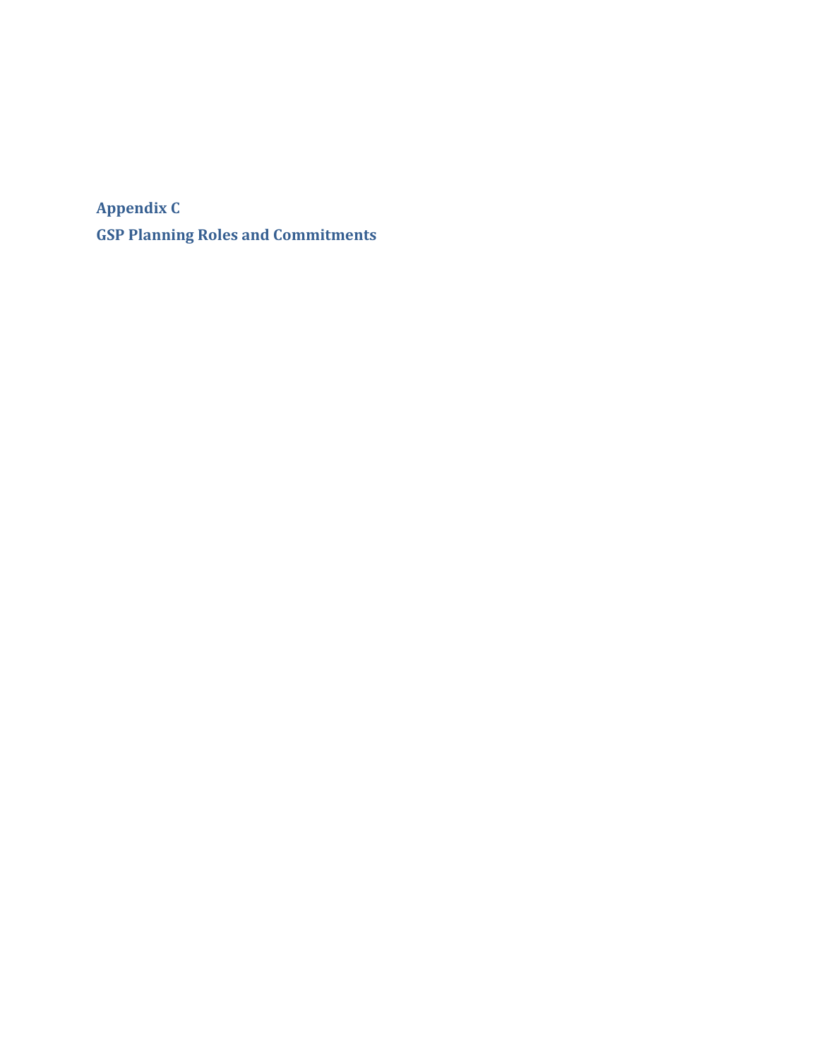# Appendix C

## GSP Planning Roles and Commitments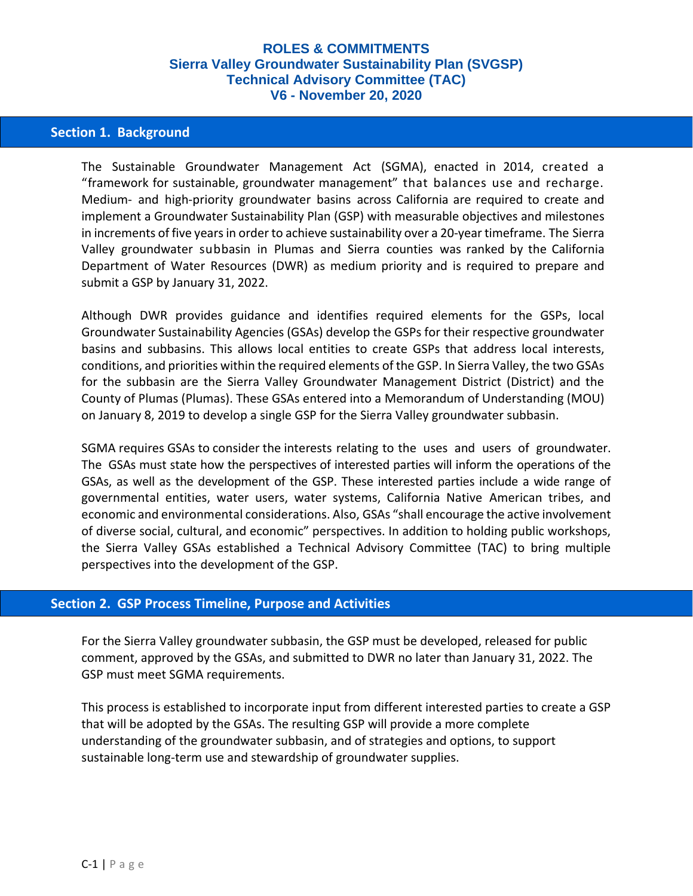# ROLES & COMMITMENTS
# Sierra Valley Groundwater Sustainability Plan (SVGSP)
# Technical Advisory Committee (TAC)
# V6 - November 20, 2020

## Section 1. Background

The Sustainable Groundwater Management Act (SGMA), enacted in 2014, created a "framework for sustainable, groundwater management" that balances use and recharge. Medium- and high-priority groundwater basins across California are required to create and implement a Groundwater Sustainability Plan (GSP) with measurable objectives and milestones in increments of five years in order to achieve sustainability over a 20-year timeframe. The Sierra Valley groundwater subbasin in Plumas and Sierra counties was ranked by the California Department of Water Resources (DWR) as medium priority and is required to prepare and submit a GSP by January 31, 2022.

Although DWR provides guidance and identifies required elements for the GSPs, local Groundwater Sustainability Agencies (GSAs) develop the GSPs for their respective groundwater basins and subbasins. This allows local entities to create GSPs that address local interests, conditions, and priorities within the required elements of the GSP. In Sierra Valley, the two GSAs for the subbasin are the Sierra Valley Groundwater Management District (District) and the County of Plumas (Plumas). These GSAs entered into a Memorandum of Understanding (MOU) on January 8, 2019 to develop a single GSP for the Sierra Valley groundwater subbasin.

SGMA requires GSAs to consider the interests relating to the uses and users of groundwater. The GSAs must state how the perspectives of interested parties will inform the operations of the GSAs, as well as the development of the GSP. These interested parties include a wide range of governmental entities, water users, water systems, California Native American tribes, and economic and environmental considerations. Also, GSAs "shall encourage the active involvement of diverse social, cultural, and economic" perspectives. In addition to holding public workshops, the Sierra Valley GSAs established a Technical Advisory Committee (TAC) to bring multiple perspectives into the development of the GSP.

## Section 2. GSP Process Timeline, Purpose and Activities

For the Sierra Valley groundwater subbasin, the GSP must be developed, released for public comment, approved by the GSAs, and submitted to DWR no later than January 31, 2022. The GSP must meet SGMA requirements.

This process is established to incorporate input from different interested parties to create a GSP that will be adopted by the GSAs. The resulting GSP will provide a more complete understanding of the groundwater subbasin, and of strategies and options, to support sustainable long-term use and stewardship of groundwater supplies.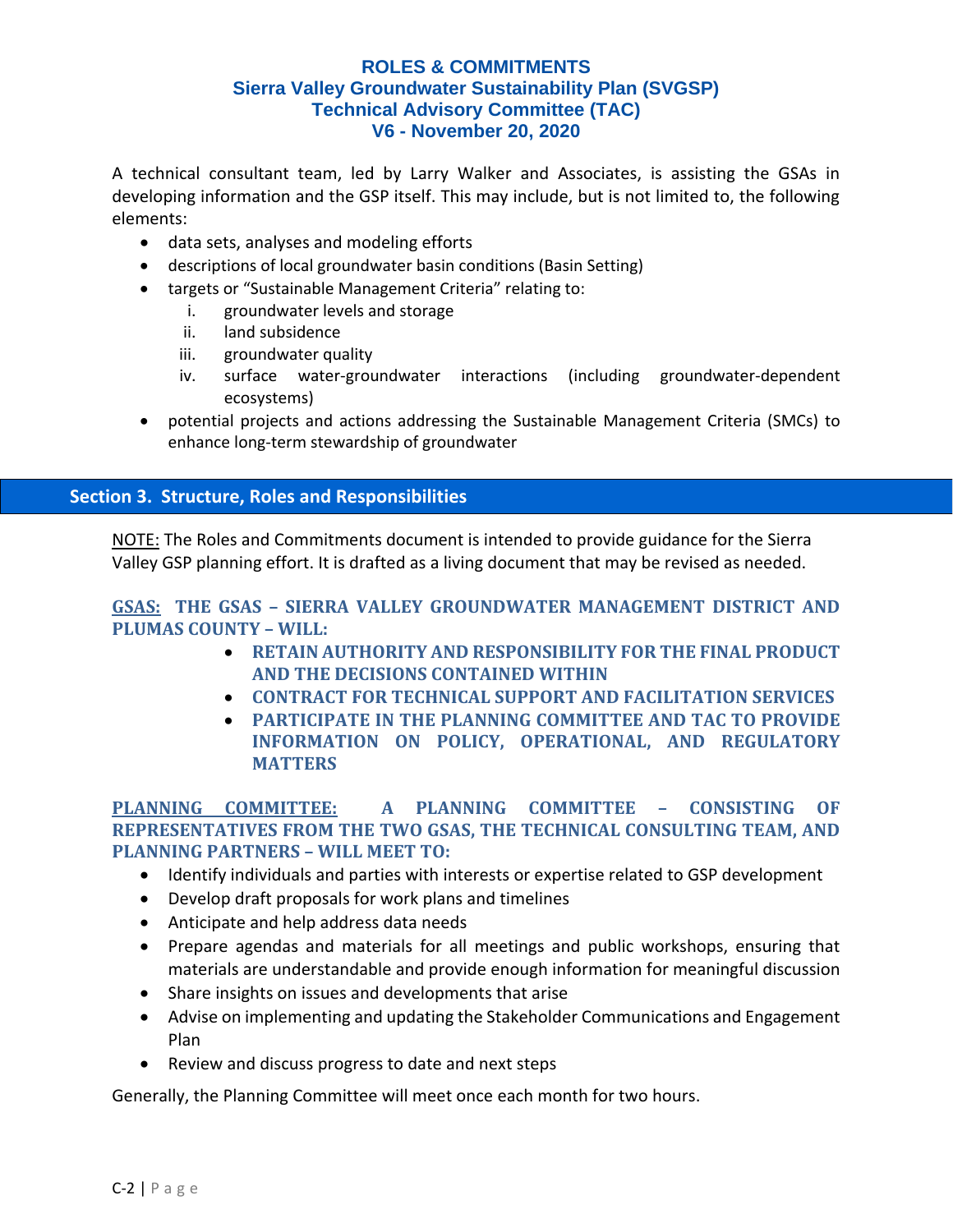# ROLES & COMMITMENTS
# Sierra Valley Groundwater Sustainability Plan (SVGSP)
# Technical Advisory Committee (TAC)
# V6 - November 20, 2020

A technical consultant team, led by Larry Walker and Associates, is assisting the GSAs in developing information and the GSP itself. This may include, but is not limited to, the following elements:

- data sets, analyses and modeling efforts
- descriptions of local groundwater basin conditions (Basin Setting)
- targets or "Sustainable Management Criteria" relating to:
  i. groundwater levels and storage
  ii. land subsidence
  iii. groundwater quality
  iv. surface water-groundwater interactions (including groundwater-dependent ecosystems)
- potential projects and actions addressing the Sustainable Management Criteria (SMCs) to enhance long-term stewardship of groundwater

## Section 3. Structure, Roles and Responsibilities

NOTE: The Roles and Commitments document is intended to provide guidance for the Sierra Valley GSP planning effort. It is drafted as a living document that may be revised as needed.

**GSAS: THE GSAS – SIERRA VALLEY GROUNDWATER MANAGEMENT DISTRICT AND PLUMAS COUNTY – WILL:**

- **RETAIN AUTHORITY AND RESPONSIBILITY FOR THE FINAL PRODUCT AND THE DECISIONS CONTAINED WITHIN**
- **CONTRACT FOR TECHNICAL SUPPORT AND FACILITATION SERVICES**
- **PARTICIPATE IN THE PLANNING COMMITTEE AND TAC TO PROVIDE INFORMATION ON POLICY, OPERATIONAL, AND REGULATORY MATTERS**

**PLANNING COMMITTEE: A PLANNING COMMITTEE – CONSISTING OF REPRESENTATIVES FROM THE TWO GSAS, THE TECHNICAL CONSULTING TEAM, AND PLANNING PARTNERS – WILL MEET TO:**

- Identify individuals and parties with interests or expertise related to GSP development
- Develop draft proposals for work plans and timelines
- Anticipate and help address data needs
- Prepare agendas and materials for all meetings and public workshops, ensuring that materials are understandable and provide enough information for meaningful discussion
- Share insights on issues and developments that arise
- Advise on implementing and updating the Stakeholder Communications and Engagement Plan
- Review and discuss progress to date and next steps

Generally, the Planning Committee will meet once each month for two hours.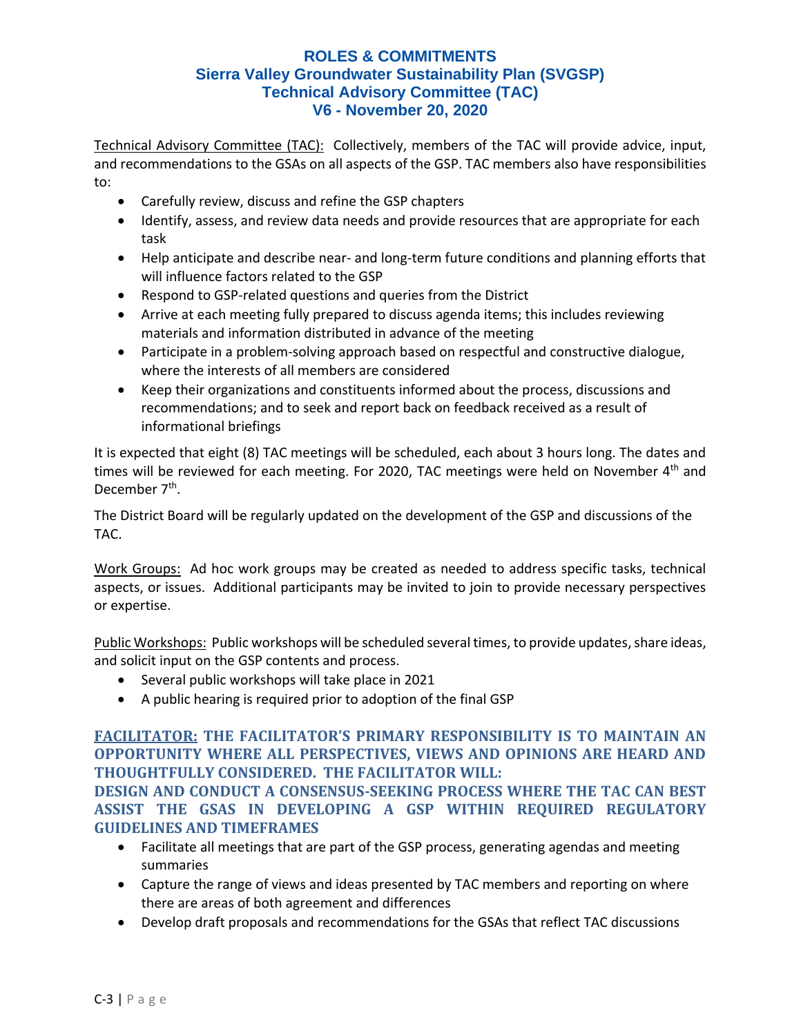# ROLES & COMMITMENTS
## Sierra Valley Groundwater Sustainability Plan (SVGSP)
## Technical Advisory Committee (TAC)
## V6 - November 20, 2020

Technical Advisory Committee (TAC): Collectively, members of the TAC will provide advice, input, and recommendations to the GSAs on all aspects of the GSP. TAC members also have responsibilities to:

- Carefully review, discuss and refine the GSP chapters
- Identify, assess, and review data needs and provide resources that are appropriate for each task
- Help anticipate and describe near- and long-term future conditions and planning efforts that will influence factors related to the GSP
- Respond to GSP-related questions and queries from the District
- Arrive at each meeting fully prepared to discuss agenda items; this includes reviewing materials and information distributed in advance of the meeting
- Participate in a problem-solving approach based on respectful and constructive dialogue, where the interests of all members are considered
- Keep their organizations and constituents informed about the process, discussions and recommendations; and to seek and report back on feedback received as a result of informational briefings

It is expected that eight (8) TAC meetings will be scheduled, each about 3 hours long. The dates and times will be reviewed for each meeting. For 2020, TAC meetings were held on November 4th and December 7th.

The District Board will be regularly updated on the development of the GSP and discussions of the TAC.

Work Groups: Ad hoc work groups may be created as needed to address specific tasks, technical aspects, or issues. Additional participants may be invited to join to provide necessary perspectives or expertise.

Public Workshops: Public workshops will be scheduled several times, to provide updates, share ideas, and solicit input on the GSP contents and process.

- Several public workshops will take place in 2021
- A public hearing is required prior to adoption of the final GSP

### FACILITATOR: THE FACILITATOR'S PRIMARY RESPONSIBILITY IS TO MAINTAIN AN OPPORTUNITY WHERE ALL PERSPECTIVES, VIEWS AND OPINIONS ARE HEARD AND THOUGHTFULLY CONSIDERED. THE FACILITATOR WILL:

### DESIGN AND CONDUCT A CONSENSUS-SEEKING PROCESS WHERE THE TAC CAN BEST ASSIST THE GSAS IN DEVELOPING A GSP WITHIN REQUIRED REGULATORY GUIDELINES AND TIMEFRAMES

- Facilitate all meetings that are part of the GSP process, generating agendas and meeting summaries
- Capture the range of views and ideas presented by TAC members and reporting on where there are areas of both agreement and differences
- Develop draft proposals and recommendations for the GSAs that reflect TAC discussions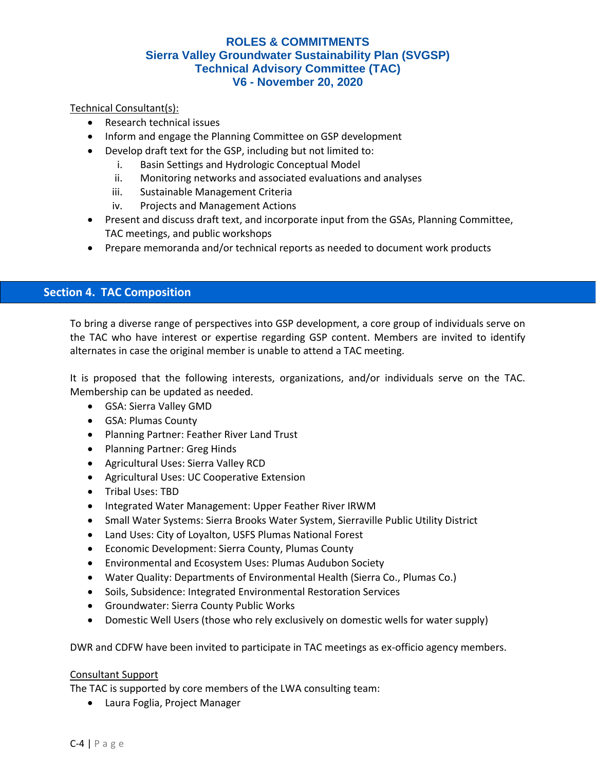Technical Consultant(s):

- Research technical issues
- Inform and engage the Planning Committee on GSP development
- Develop draft text for the GSP, including but not limited to:
    - i. Basin Settings and Hydrologic Conceptual Model
    - ii. Monitoring networks and associated evaluations and analyses
    - iii. Sustainable Management Criteria
    - iv. Projects and Management Actions
- Present and discuss draft text, and incorporate input from the GSAs, Planning Committee, TAC meetings, and public workshops
- Prepare memoranda and/or technical reports as needed to document work products

## Section 4. TAC Composition

To bring a diverse range of perspectives into GSP development, a core group of individuals serve on the TAC who have interest or expertise regarding GSP content. Members are invited to identify alternates in case the original member is unable to attend a TAC meeting.

It is proposed that the following interests, organizations, and/or individuals serve on the TAC. Membership can be updated as needed.

- GSA: Sierra Valley GMD
- GSA: Plumas County
- Planning Partner: Feather River Land Trust
- Planning Partner: Greg Hinds
- Agricultural Uses: Sierra Valley RCD
- Agricultural Uses: UC Cooperative Extension
- Tribal Uses: TBD
- Integrated Water Management: Upper Feather River IRWM
- Small Water Systems: Sierra Brooks Water System, Sierraville Public Utility District
- Land Uses: City of Loyalton, USFS Plumas National Forest
- Economic Development: Sierra County, Plumas County
- Environmental and Ecosystem Uses: Plumas Audubon Society
- Water Quality: Departments of Environmental Health (Sierra Co., Plumas Co.)
- Soils, Subsidence: Integrated Environmental Restoration Services
- Groundwater: Sierra County Public Works
- Domestic Well Users (those who rely exclusively on domestic wells for water supply)

DWR and CDFW have been invited to participate in TAC meetings as ex-officio agency members.

Consultant Support

The TAC is supported by core members of the LWA consulting team:

- Laura Foglia, Project Manager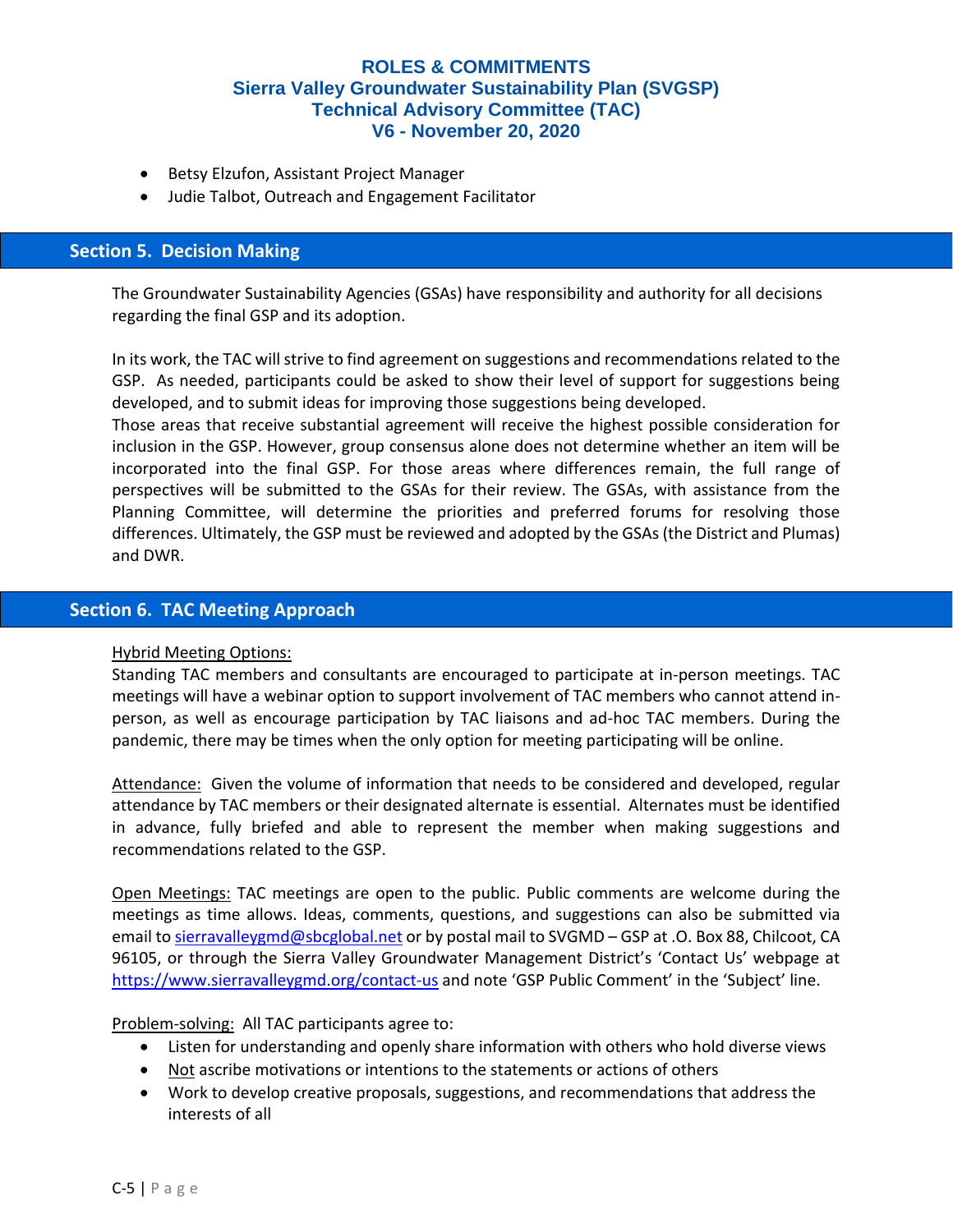- Betsy Elzufon, Assistant Project Manager
- Judie Talbot, Outreach and Engagement Facilitator

## Section 5. Decision Making

The Groundwater Sustainability Agencies (GSAs) have responsibility and authority for all decisions regarding the final GSP and its adoption.

In its work, the TAC will strive to find agreement on suggestions and recommendations related to the GSP. As needed, participants could be asked to show their level of support for suggestions being developed, and to submit ideas for improving those suggestions being developed.
Those areas that receive substantial agreement will receive the highest possible consideration for inclusion in the GSP. However, group consensus alone does not determine whether an item will be incorporated into the final GSP. For those areas where differences remain, the full range of perspectives will be submitted to the GSAs for their review. The GSAs, with assistance from the Planning Committee, will determine the priorities and preferred forums for resolving those differences. Ultimately, the GSP must be reviewed and adopted by the GSAs (the District and Plumas) and DWR.

## Section 6. TAC Meeting Approach

<u>Hybrid Meeting Options:</u>
Standing TAC members and consultants are encouraged to participate at in-person meetings. TAC meetings will have a webinar option to support involvement of TAC members who cannot attend in-person, as well as encourage participation by TAC liaisons and ad-hoc TAC members. During the pandemic, there may be times when the only option for meeting participating will be online.

<u>Attendance:</u> Given the volume of information that needs to be considered and developed, regular attendance by TAC members or their designated alternate is essential. Alternates must be identified in advance, fully briefed and able to represent the member when making suggestions and recommendations related to the GSP.

<u>Open Meetings:</u> TAC meetings are open to the public. Public comments are welcome during the meetings as time allows. Ideas, comments, questions, and suggestions can also be submitted via email to sierravalleygmd@sbcglobal.net or by postal mail to SVGMD – GSP at .O. Box 88, Chilcoot, CA 96105, or through the Sierra Valley Groundwater Management District's 'Contact Us' webpage at https://www.sierravalleygmd.org/contact-us and note 'GSP Public Comment' in the 'Subject' line.

<u>Problem-solving:</u> All TAC participants agree to:

- Listen for understanding and openly share information with others who hold diverse views
- <u>Not</u> ascribe motivations or intentions to the statements or actions of others
- Work to develop creative proposals, suggestions, and recommendations that address the interests of all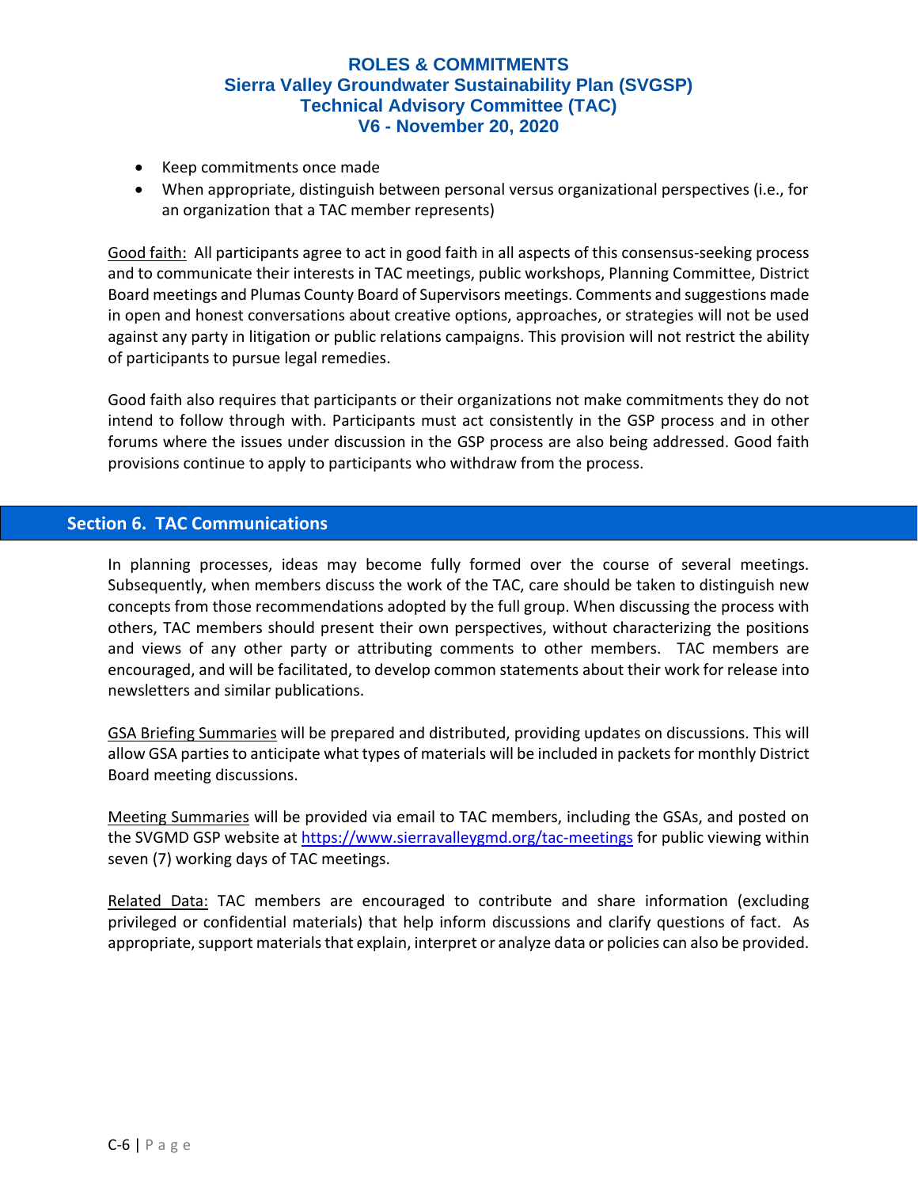- Keep commitments once made
- When appropriate, distinguish between personal versus organizational perspectives (i.e., for an organization that a TAC member represents)

Good faith: All participants agree to act in good faith in all aspects of this consensus-seeking process and to communicate their interests in TAC meetings, public workshops, Planning Committee, District Board meetings and Plumas County Board of Supervisors meetings. Comments and suggestions made in open and honest conversations about creative options, approaches, or strategies will not be used against any party in litigation or public relations campaigns. This provision will not restrict the ability of participants to pursue legal remedies.

Good faith also requires that participants or their organizations not make commitments they do not intend to follow through with. Participants must act consistently in the GSP process and in other forums where the issues under discussion in the GSP process are also being addressed. Good faith provisions continue to apply to participants who withdraw from the process.

## Section 6. TAC Communications

In planning processes, ideas may become fully formed over the course of several meetings. Subsequently, when members discuss the work of the TAC, care should be taken to distinguish new concepts from those recommendations adopted by the full group. When discussing the process with others, TAC members should present their own perspectives, without characterizing the positions and views of any other party or attributing comments to other members. TAC members are encouraged, and will be facilitated, to develop common statements about their work for release into newsletters and similar publications.

GSA Briefing Summaries will be prepared and distributed, providing updates on discussions. This will allow GSA parties to anticipate what types of materials will be included in packets for monthly District Board meeting discussions.

Meeting Summaries will be provided via email to TAC members, including the GSAs, and posted on the SVGMD GSP website at https://www.sierravalleygmd.org/tac-meetings for public viewing within seven (7) working days of TAC meetings.

Related Data: TAC members are encouraged to contribute and share information (excluding privileged or confidential materials) that help inform discussions and clarify questions of fact. As appropriate, support materials that explain, interpret or analyze data or policies can also be provided.